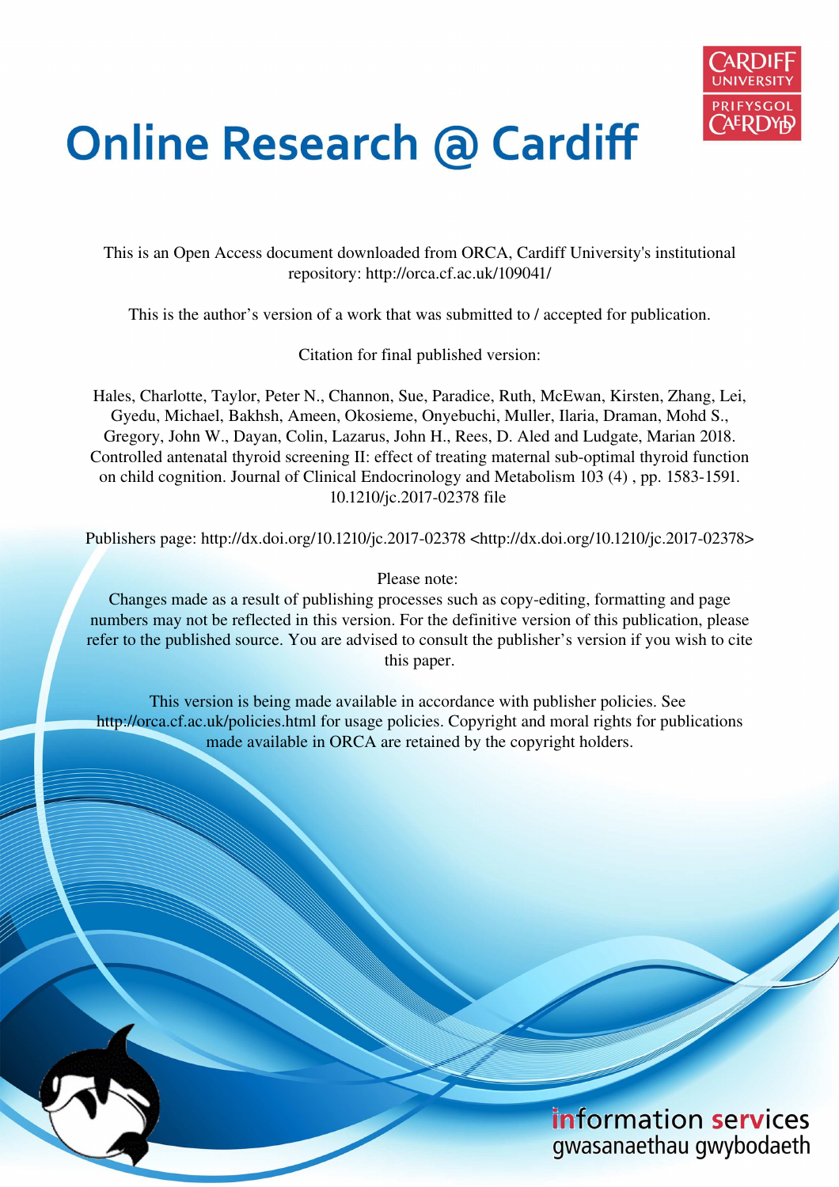# Online Research @ Cardiff

This is an Open Access document downloaded from ORCA, Cardiff University's institutional repository: http://orca.cf.ac.uk/109041/

This is the author's version of a work that was submitted to / accepted for publication.

Citation for final published version:

Hales, Charlotte, Taylor, Peter N., Channon, Sue, Paradice, Ruth, McEwan, Kirsten, Zhang, Lei, Gyedu, Michael, Bakhsh, Ameen, Okosieme, Onyebuchi, Muller, Ilaria, Draman, Mohd S., Gregory, John W., Dayan, Colin, Lazarus, John H., Rees, D. Aled and Ludgate, Marian 2018. Controlled antenatal thyroid screening II: effect of treating maternal sub-optimal thyroid function on child cognition. Journal of Clinical Endocrinology and Metabolism 103 (4) , pp. 1583-1591. 10.1210/jc.2017-02378 file

Publishers page: http://dx.doi.org/10.1210/jc.2017-02378 <http://dx.doi.org/10.1210/jc.2017-02378>

Please note:
Changes made as a result of publishing processes such as copy-editing, formatting and page numbers may not be reflected in this version. For the definitive version of this publication, please refer to the published source. You are advised to consult the publisher's version if you wish to cite this paper.

This version is being made available in accordance with publisher policies. See http://orca.cf.ac.uk/policies.html for usage policies. Copyright and moral rights for publications made available in ORCA are retained by the copyright holders.

information services
gwasanaethau gwybodaeth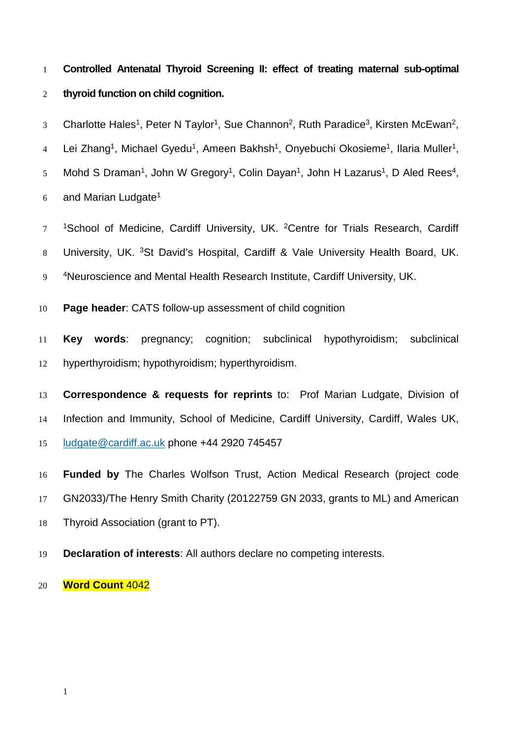**Controlled Antenatal Thyroid Screening II: effect of treating maternal sub-optimal thyroid function on child cognition.**

Charlotte Hales[1], Peter N Taylor[1], Sue Channon[2], Ruth Paradice[3], Kirsten McEwan[2], Lei Zhang[1], Michael Gyedu[1], Ameen Bakhsh[1], Onyebuchi Okosieme[1], Ilaria Muller[1], Mohd S Draman[1], John W Gregory[1], Colin Dayan[1], John H Lazarus[1], D Aled Rees[4], and Marian Ludgate[1]

[1]School of Medicine, Cardiff University, UK. [2]Centre for Trials Research, Cardiff University, UK. [3]St David's Hospital, Cardiff & Vale University Health Board, UK. [4]Neuroscience and Mental Health Research Institute, Cardiff University, UK.

**Page header**: CATS follow-up assessment of child cognition

**Key words**: pregnancy; cognition; subclinical hypothyroidism; subclinical hyperthyroidism; hypothyroidism; hyperthyroidism.

**Correspondence & requests for reprints** to: Prof Marian Ludgate, Division of Infection and Immunity, School of Medicine, Cardiff University, Cardiff, Wales UK, ludgate@cardiff.ac.uk phone +44 2920 745457

**Funded by** The Charles Wolfson Trust, Action Medical Research (project code GN2033)/The Henry Smith Charity (20122759 GN 2033, grants to ML) and American Thyroid Association (grant to PT).

**Declaration of interests**: All authors declare no competing interests.

**Word Count** 4042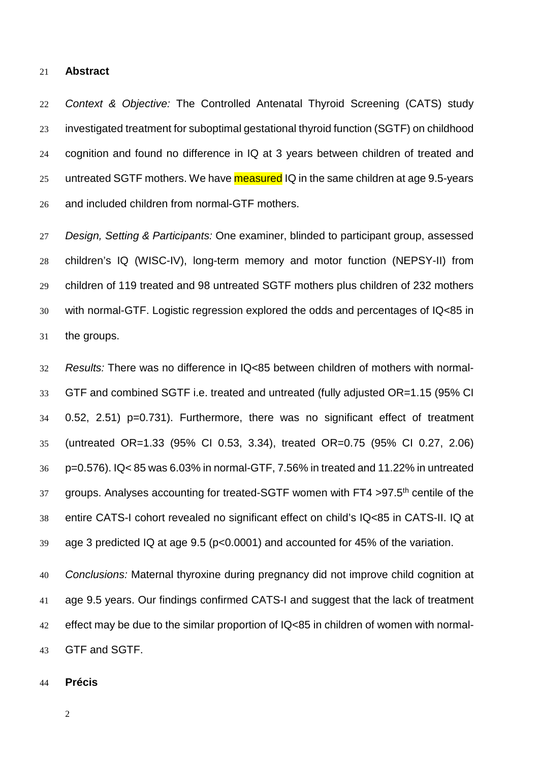## Abstract

*Context & Objective:* The Controlled Antenatal Thyroid Screening (CATS) study investigated treatment for suboptimal gestational thyroid function (SGTF) on childhood cognition and found no difference in IQ at 3 years between children of treated and untreated SGTF mothers. We have measured IQ in the same children at age 9.5-years and included children from normal-GTF mothers.

*Design, Setting & Participants:* One examiner, blinded to participant group, assessed children's IQ (WISC-IV), long-term memory and motor function (NEPSY-II) from children of 119 treated and 98 untreated SGTF mothers plus children of 232 mothers with normal-GTF. Logistic regression explored the odds and percentages of IQ<85 in the groups.

*Results:* There was no difference in IQ<85 between children of mothers with normal-GTF and combined SGTF i.e. treated and untreated (fully adjusted OR=1.15 (95% CI 0.52, 2.51) p=0.731). Furthermore, there was no significant effect of treatment (untreated OR=1.33 (95% CI 0.53, 3.34), treated OR=0.75 (95% CI 0.27, 2.06) p=0.576). IQ< 85 was 6.03% in normal-GTF, 7.56% in treated and 11.22% in untreated groups. Analyses accounting for treated-SGTF women with FT4 >97.5$^{th}$ centile of the entire CATS-I cohort revealed no significant effect on child's IQ<85 in CATS-II. IQ at age 3 predicted IQ at age 9.5 (p<0.0001) and accounted for 45% of the variation.

*Conclusions:* Maternal thyroxine during pregnancy did not improve child cognition at age 9.5 years. Our findings confirmed CATS-I and suggest that the lack of treatment effect may be due to the similar proportion of IQ<85 in children of women with normal-GTF and SGTF.

## Précis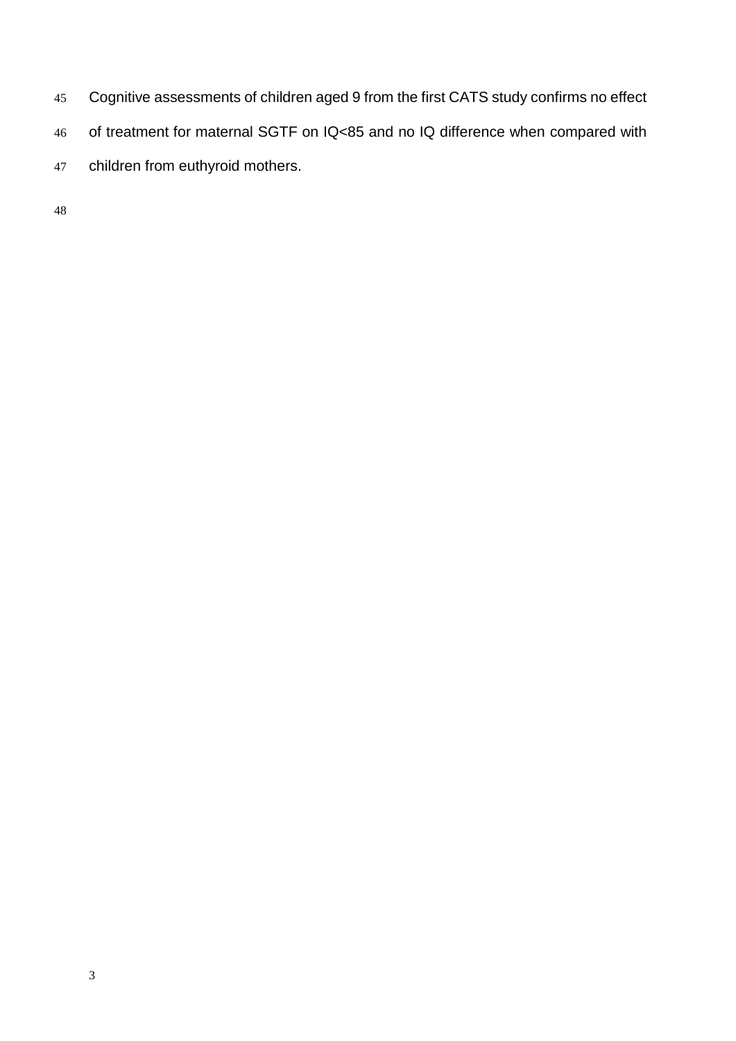Cognitive assessments of children aged 9 from the first CATS study confirms no effect of treatment for maternal SGTF on IQ<85 and no IQ difference when compared with children from euthyroid mothers.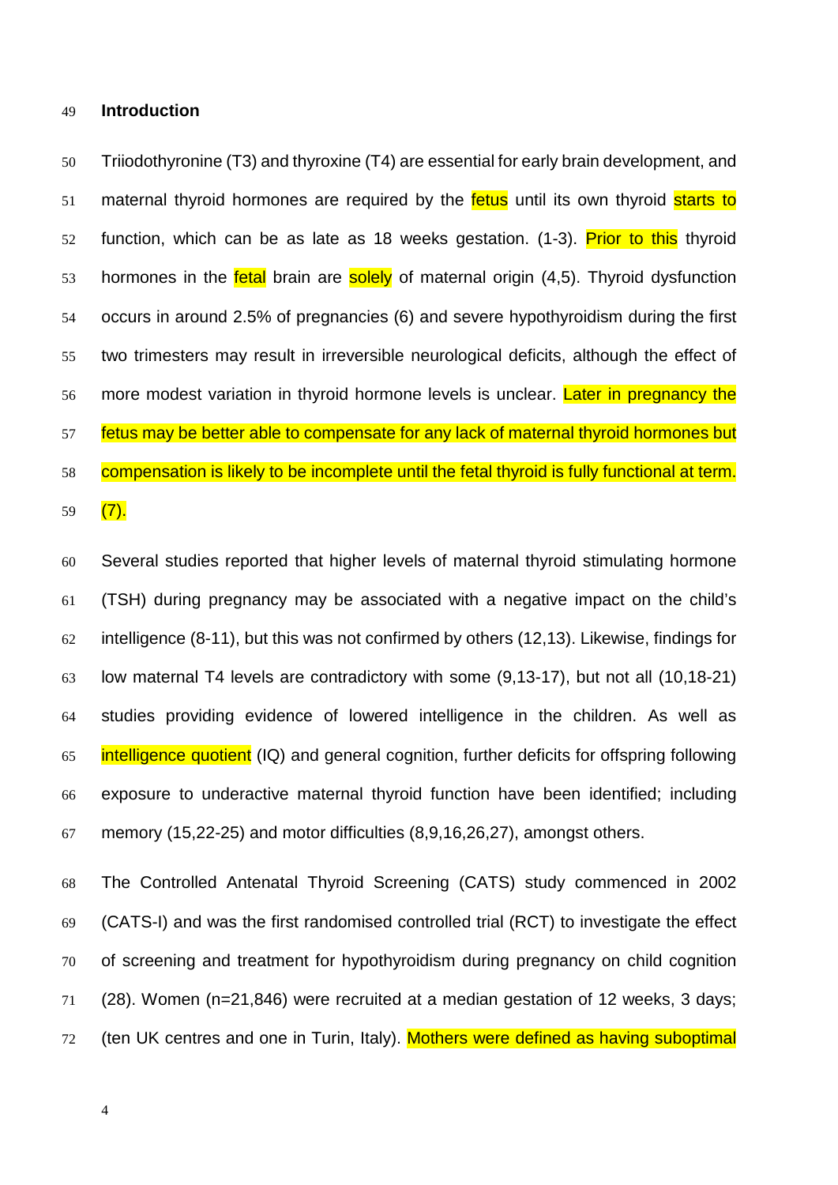## Introduction

Triiodothyronine (T3) and thyroxine (T4) are essential for early brain development, and maternal thyroid hormones are required by the fetus until its own thyroid starts to function, which can be as late as 18 weeks gestation. (1-3). Prior to this thyroid hormones in the fetal brain are solely of maternal origin (4,5). Thyroid dysfunction occurs in around 2.5% of pregnancies (6) and severe hypothyroidism during the first two trimesters may result in irreversible neurological deficits, although the effect of more modest variation in thyroid hormone levels is unclear. Later in pregnancy the fetus may be better able to compensate for any lack of maternal thyroid hormones but compensation is likely to be incomplete until the fetal thyroid is fully functional at term. (7).

Several studies reported that higher levels of maternal thyroid stimulating hormone (TSH) during pregnancy may be associated with a negative impact on the child's intelligence (8-11), but this was not confirmed by others (12,13). Likewise, findings for low maternal T4 levels are contradictory with some (9,13-17), but not all (10,18-21) studies providing evidence of lowered intelligence in the children. As well as intelligence quotient (IQ) and general cognition, further deficits for offspring following exposure to underactive maternal thyroid function have been identified; including memory (15,22-25) and motor difficulties (8,9,16,26,27), amongst others.

The Controlled Antenatal Thyroid Screening (CATS) study commenced in 2002 (CATS-I) and was the first randomised controlled trial (RCT) to investigate the effect of screening and treatment for hypothyroidism during pregnancy on child cognition (28). Women (n=21,846) were recruited at a median gestation of 12 weeks, 3 days; (ten UK centres and one in Turin, Italy). Mothers were defined as having suboptimal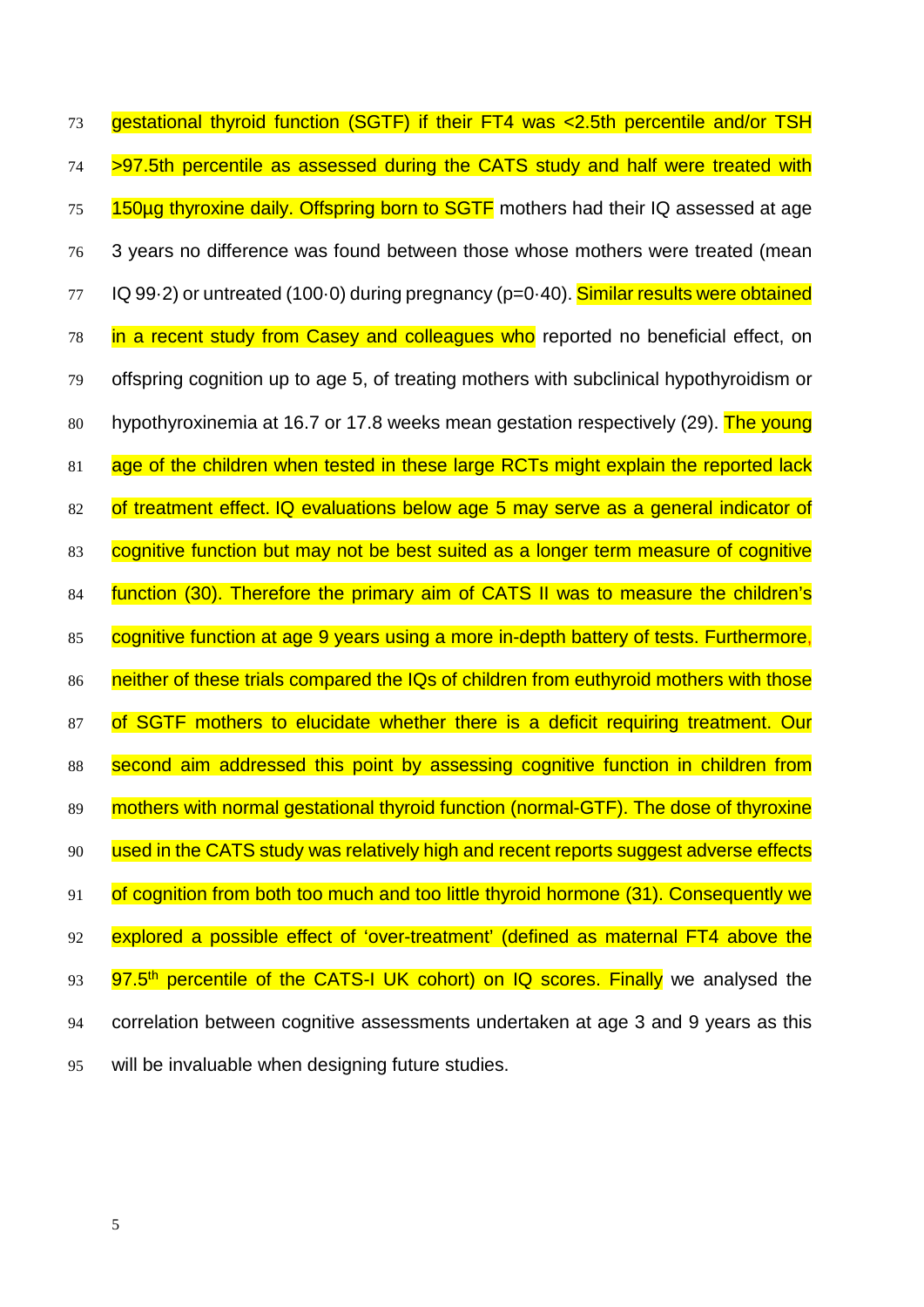gestational thyroid function (SGTF) if their FT4 was <2.5th percentile and/or TSH >97.5th percentile as assessed during the CATS study and half were treated with 150µg thyroxine daily. Offspring born to SGTF mothers had their IQ assessed at age 3 years no difference was found between those whose mothers were treated (mean IQ 99·2) or untreated (100·0) during pregnancy (p=0·40). Similar results were obtained in a recent study from Casey and colleagues who reported no beneficial effect, on offspring cognition up to age 5, of treating mothers with subclinical hypothyroidism or hypothyroxinemia at 16.7 or 17.8 weeks mean gestation respectively (29). The young age of the children when tested in these large RCTs might explain the reported lack of treatment effect. IQ evaluations below age 5 may serve as a general indicator of cognitive function but may not be best suited as a longer term measure of cognitive function (30). Therefore the primary aim of CATS II was to measure the children's cognitive function at age 9 years using a more in-depth battery of tests. Furthermore, neither of these trials compared the IQs of children from euthyroid mothers with those of SGTF mothers to elucidate whether there is a deficit requiring treatment. Our second aim addressed this point by assessing cognitive function in children from mothers with normal gestational thyroid function (normal-GTF). The dose of thyroxine used in the CATS study was relatively high and recent reports suggest adverse effects of cognition from both too much and too little thyroid hormone (31). Consequently we explored a possible effect of 'over-treatment' (defined as maternal FT4 above the 97.5$^{th}$ percentile of the CATS-I UK cohort) on IQ scores. Finally we analysed the correlation between cognitive assessments undertaken at age 3 and 9 years as this will be invaluable when designing future studies.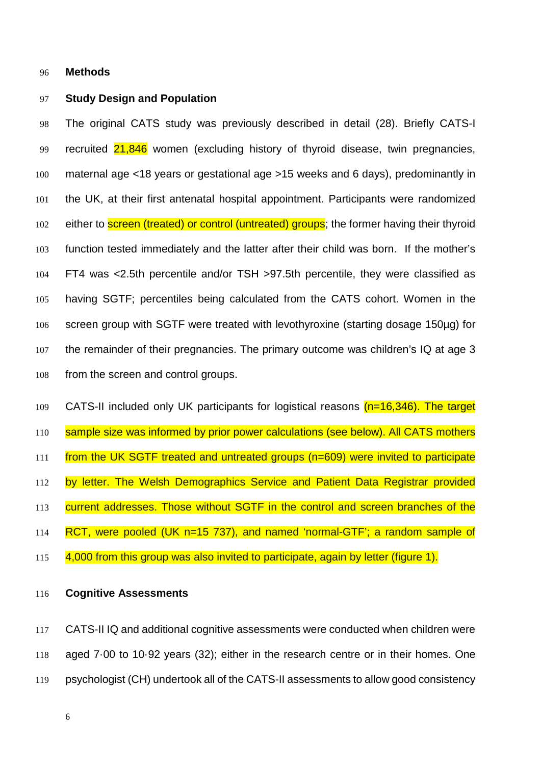## Methods

### Study Design and Population

The original CATS study was previously described in detail (28). Briefly CATS-I recruited 21,846 women (excluding history of thyroid disease, twin pregnancies, maternal age <18 years or gestational age >15 weeks and 6 days), predominantly in the UK, at their first antenatal hospital appointment. Participants were randomized either to screen (treated) or control (untreated) groups; the former having their thyroid function tested immediately and the latter after their child was born. If the mother's FT4 was <2.5th percentile and/or TSH >97.5th percentile, they were classified as having SGTF; percentiles being calculated from the CATS cohort. Women in the screen group with SGTF were treated with levothyroxine (starting dosage 150µg) for the remainder of their pregnancies. The primary outcome was children's IQ at age 3 from the screen and control groups.

CATS-II included only UK participants for logistical reasons (n=16,346). The target sample size was informed by prior power calculations (see below). All CATS mothers from the UK SGTF treated and untreated groups (n=609) were invited to participate by letter. The Welsh Demographics Service and Patient Data Registrar provided current addresses. Those without SGTF in the control and screen branches of the RCT, were pooled (UK n=15 737), and named 'normal-GTF'; a random sample of 4,000 from this group was also invited to participate, again by letter (figure 1).

### Cognitive Assessments

CATS-II IQ and additional cognitive assessments were conducted when children were aged 7·00 to 10·92 years (32); either in the research centre or in their homes. One psychologist (CH) undertook all of the CATS-II assessments to allow good consistency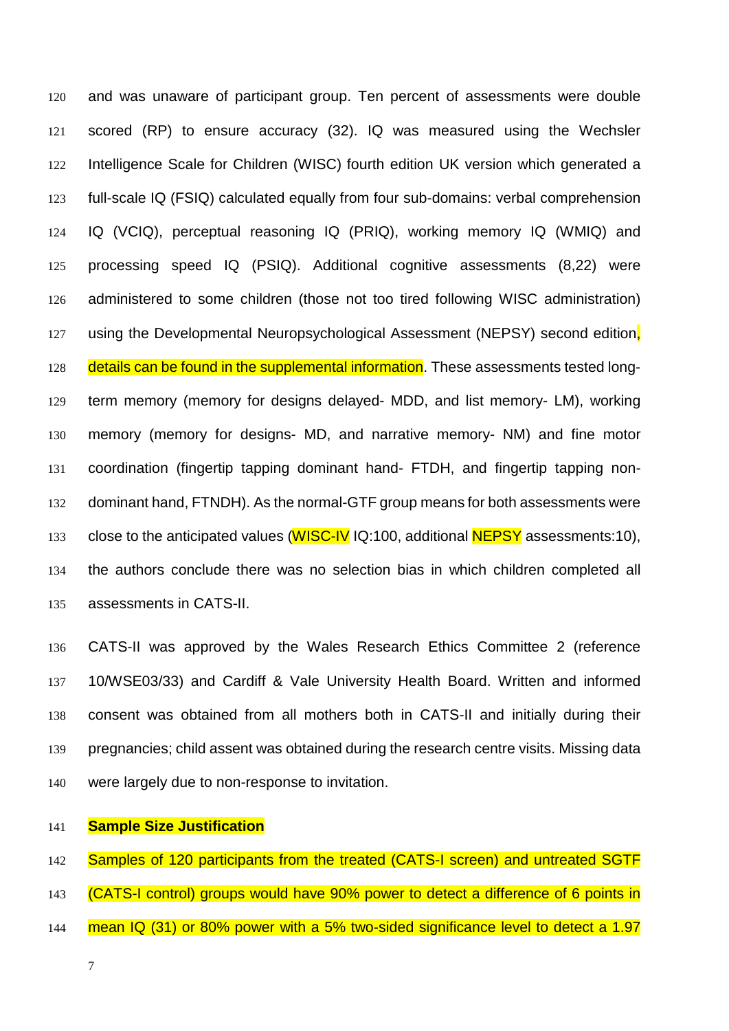and was unaware of participant group. Ten percent of assessments were double scored (RP) to ensure accuracy (32). IQ was measured using the Wechsler Intelligence Scale for Children (WISC) fourth edition UK version which generated a full-scale IQ (FSIQ) calculated equally from four sub-domains: verbal comprehension IQ (VCIQ), perceptual reasoning IQ (PRIQ), working memory IQ (WMIQ) and processing speed IQ (PSIQ). Additional cognitive assessments (8,22) were administered to some children (those not too tired following WISC administration) using the Developmental Neuropsychological Assessment (NEPSY) second edition, details can be found in the supplemental information. These assessments tested long-term memory (memory for designs delayed- MDD, and list memory- LM), working memory (memory for designs- MD, and narrative memory- NM) and fine motor coordination (fingertip tapping dominant hand- FTDH, and fingertip tapping non-dominant hand, FTNDH). As the normal-GTF group means for both assessments were close to the anticipated values (WISC-IV IQ:100, additional NEPSY assessments:10), the authors conclude there was no selection bias in which children completed all assessments in CATS-II.

CATS-II was approved by the Wales Research Ethics Committee 2 (reference 10/WSE03/33) and Cardiff & Vale University Health Board. Written and informed consent was obtained from all mothers both in CATS-II and initially during their pregnancies; child assent was obtained during the research centre visits. Missing data were largely due to non-response to invitation.

**Sample Size Justification**

Samples of 120 participants from the treated (CATS-I screen) and untreated SGTF (CATS-I control) groups would have 90% power to detect a difference of 6 points in mean IQ (31) or 80% power with a 5% two-sided significance level to detect a 1.97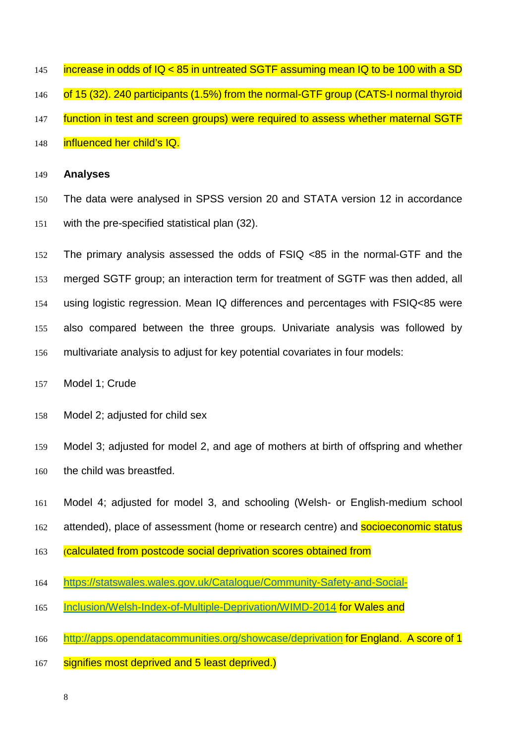increase in odds of IQ < 85 in untreated SGTF assuming mean IQ to be 100 with a SD of 15 (32). 240 participants (1.5%) from the normal-GTF group (CATS-I normal thyroid function in test and screen groups) were required to assess whether maternal SGTF influenced her child's IQ.

**Analyses**

The data were analysed in SPSS version 20 and STATA version 12 in accordance with the pre-specified statistical plan (32).

The primary analysis assessed the odds of FSIQ <85 in the normal-GTF and the merged SGTF group; an interaction term for treatment of SGTF was then added, all using logistic regression. Mean IQ differences and percentages with FSIQ<85 were also compared between the three groups. Univariate analysis was followed by multivariate analysis to adjust for key potential covariates in four models:

Model 1; Crude

Model 2; adjusted for child sex

Model 3; adjusted for model 2, and age of mothers at birth of offspring and whether the child was breastfed.

Model 4; adjusted for model 3, and schooling (Welsh- or English-medium school attended), place of assessment (home or research centre) and socioeconomic status (calculated from postcode social deprivation scores obtained from https://statswales.wales.gov.uk/Catalogue/Community-Safety-and-Social-Inclusion/Welsh-Index-of-Multiple-Deprivation/WIMD-2014 for Wales and http://apps.opendatacommunities.org/showcase/deprivation for England. A score of 1 signifies most deprived and 5 least deprived.)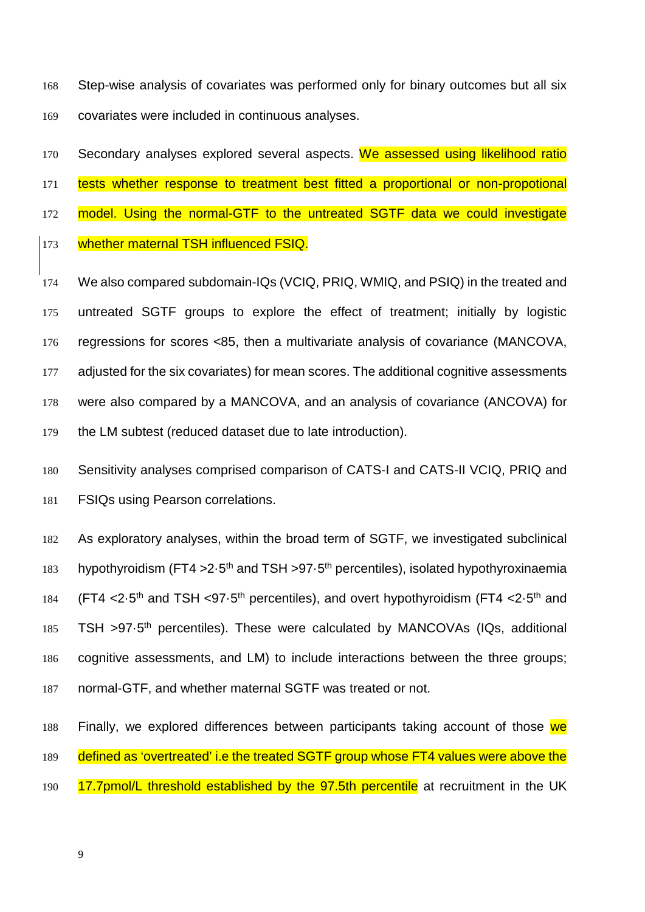Step-wise analysis of covariates was performed only for binary outcomes but all six covariates were included in continuous analyses.

Secondary analyses explored several aspects. We assessed using likelihood ratio tests whether response to treatment best fitted a proportional or non-propotional model. Using the normal-GTF to the untreated SGTF data we could investigate whether maternal TSH influenced FSIQ.

We also compared subdomain-IQs (VCIQ, PRIQ, WMIQ, and PSIQ) in the treated and untreated SGTF groups to explore the effect of treatment; initially by logistic regressions for scores <85, then a multivariate analysis of covariance (MANCOVA, adjusted for the six covariates) for mean scores. The additional cognitive assessments were also compared by a MANCOVA, and an analysis of covariance (ANCOVA) for the LM subtest (reduced dataset due to late introduction).

Sensitivity analyses comprised comparison of CATS-I and CATS-II VCIQ, PRIQ and FSIQs using Pearson correlations.

As exploratory analyses, within the broad term of SGTF, we investigated subclinical hypothyroidism (FT4 >2·5$^{th}$ and TSH >97·5$^{th}$ percentiles), isolated hypothyroxinaemia (FT4 <2·5$^{th}$ and TSH <97·5$^{th}$ percentiles), and overt hypothyroidism (FT4 <2·5$^{th}$ and TSH >97·5$^{th}$ percentiles). These were calculated by MANCOVAs (IQs, additional cognitive assessments, and LM) to include interactions between the three groups; normal-GTF, and whether maternal SGTF was treated or not.

Finally, we explored differences between participants taking account of those we defined as 'overtreated' i.e the treated SGTF group whose FT4 values were above the 17.7pmol/L threshold established by the 97.5th percentile at recruitment in the UK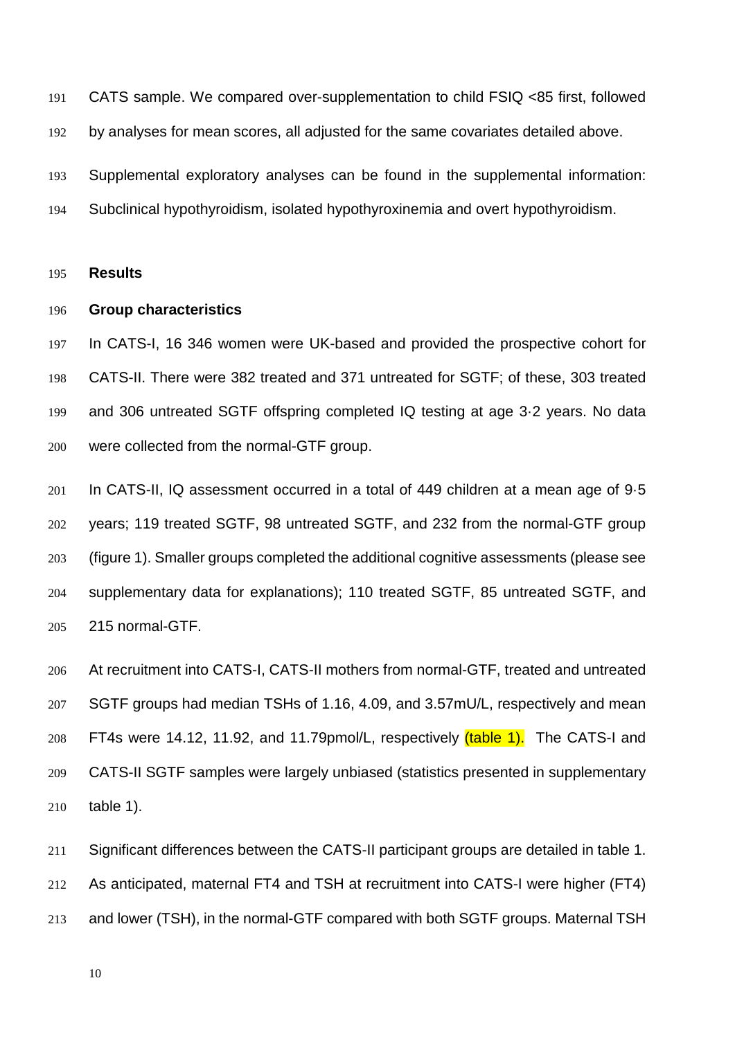CATS sample. We compared over-supplementation to child FSIQ <85 first, followed by analyses for mean scores, all adjusted for the same covariates detailed above.

Supplemental exploratory analyses can be found in the supplemental information: Subclinical hypothyroidism, isolated hypothyroxinemia and overt hypothyroidism.

## Results

### Group characteristics

In CATS-I, 16 346 women were UK-based and provided the prospective cohort for CATS-II. There were 382 treated and 371 untreated for SGTF; of these, 303 treated and 306 untreated SGTF offspring completed IQ testing at age 3·2 years. No data were collected from the normal-GTF group.

In CATS-II, IQ assessment occurred in a total of 449 children at a mean age of 9·5 years; 119 treated SGTF, 98 untreated SGTF, and 232 from the normal-GTF group (figure 1). Smaller groups completed the additional cognitive assessments (please see supplementary data for explanations); 110 treated SGTF, 85 untreated SGTF, and 215 normal-GTF.

At recruitment into CATS-I, CATS-II mothers from normal-GTF, treated and untreated SGTF groups had median TSHs of 1.16, 4.09, and 3.57mU/L, respectively and mean FT4s were 14.12, 11.92, and 11.79pmol/L, respectively (table 1). The CATS-I and CATS-II SGTF samples were largely unbiased (statistics presented in supplementary table 1).

Significant differences between the CATS-II participant groups are detailed in table 1. As anticipated, maternal FT4 and TSH at recruitment into CATS-I were higher (FT4) and lower (TSH), in the normal-GTF compared with both SGTF groups. Maternal TSH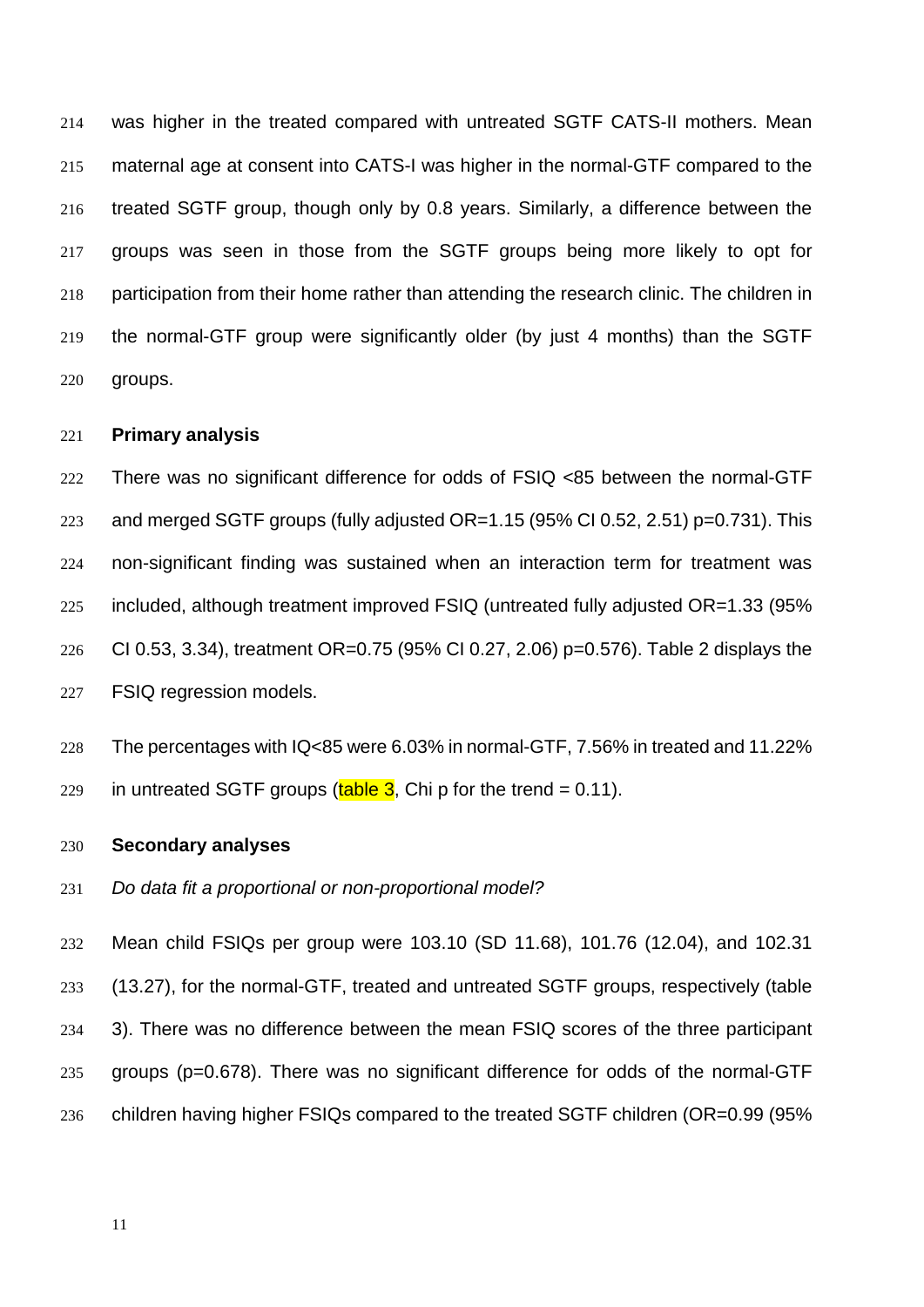was higher in the treated compared with untreated SGTF CATS-II mothers. Mean maternal age at consent into CATS-I was higher in the normal-GTF compared to the treated SGTF group, though only by 0.8 years. Similarly, a difference between the groups was seen in those from the SGTF groups being more likely to opt for participation from their home rather than attending the research clinic. The children in the normal-GTF group were significantly older (by just 4 months) than the SGTF groups.

### Primary analysis

There was no significant difference for odds of FSIQ <85 between the normal-GTF and merged SGTF groups (fully adjusted OR=1.15 (95% CI 0.52, 2.51) p=0.731). This non-significant finding was sustained when an interaction term for treatment was included, although treatment improved FSIQ (untreated fully adjusted OR=1.33 (95% CI 0.53, 3.34), treatment OR=0.75 (95% CI 0.27, 2.06) p=0.576). Table 2 displays the FSIQ regression models.

The percentages with IQ<85 were 6.03% in normal-GTF, 7.56% in treated and 11.22% in untreated SGTF groups (table 3, Chi p for the trend = 0.11).

### Secondary analyses

*Do data fit a proportional or non-proportional model?*

Mean child FSIQs per group were 103.10 (SD 11.68), 101.76 (12.04), and 102.31 (13.27), for the normal-GTF, treated and untreated SGTF groups, respectively (table 3). There was no difference between the mean FSIQ scores of the three participant groups (p=0.678). There was no significant difference for odds of the normal-GTF children having higher FSIQs compared to the treated SGTF children (OR=0.99 (95%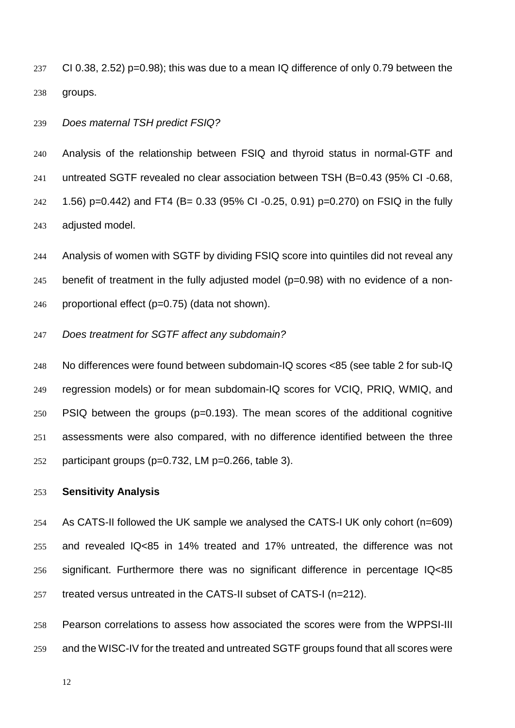CI 0.38, 2.52) p=0.98); this was due to a mean IQ difference of only 0.79 between the groups.

*Does maternal TSH predict FSIQ?*

Analysis of the relationship between FSIQ and thyroid status in normal-GTF and untreated SGTF revealed no clear association between TSH (B=0.43 (95% CI -0.68, 1.56) p=0.442) and FT4 (B= 0.33 (95% CI -0.25, 0.91) p=0.270) on FSIQ in the fully adjusted model.

Analysis of women with SGTF by dividing FSIQ score into quintiles did not reveal any benefit of treatment in the fully adjusted model (p=0.98) with no evidence of a non-proportional effect (p=0.75) (data not shown).

*Does treatment for SGTF affect any subdomain?*

No differences were found between subdomain-IQ scores <85 (see table 2 for sub-IQ regression models) or for mean subdomain-IQ scores for VCIQ, PRIQ, WMIQ, and PSIQ between the groups (p=0.193). The mean scores of the additional cognitive assessments were also compared, with no difference identified between the three participant groups (p=0.732, LM p=0.266, table 3).

**Sensitivity Analysis**

As CATS-II followed the UK sample we analysed the CATS-I UK only cohort (n=609) and revealed IQ<85 in 14% treated and 17% untreated, the difference was not significant. Furthermore there was no significant difference in percentage IQ<85 treated versus untreated in the CATS-II subset of CATS-I (n=212).

Pearson correlations to assess how associated the scores were from the WPPSI-III and the WISC-IV for the treated and untreated SGTF groups found that all scores were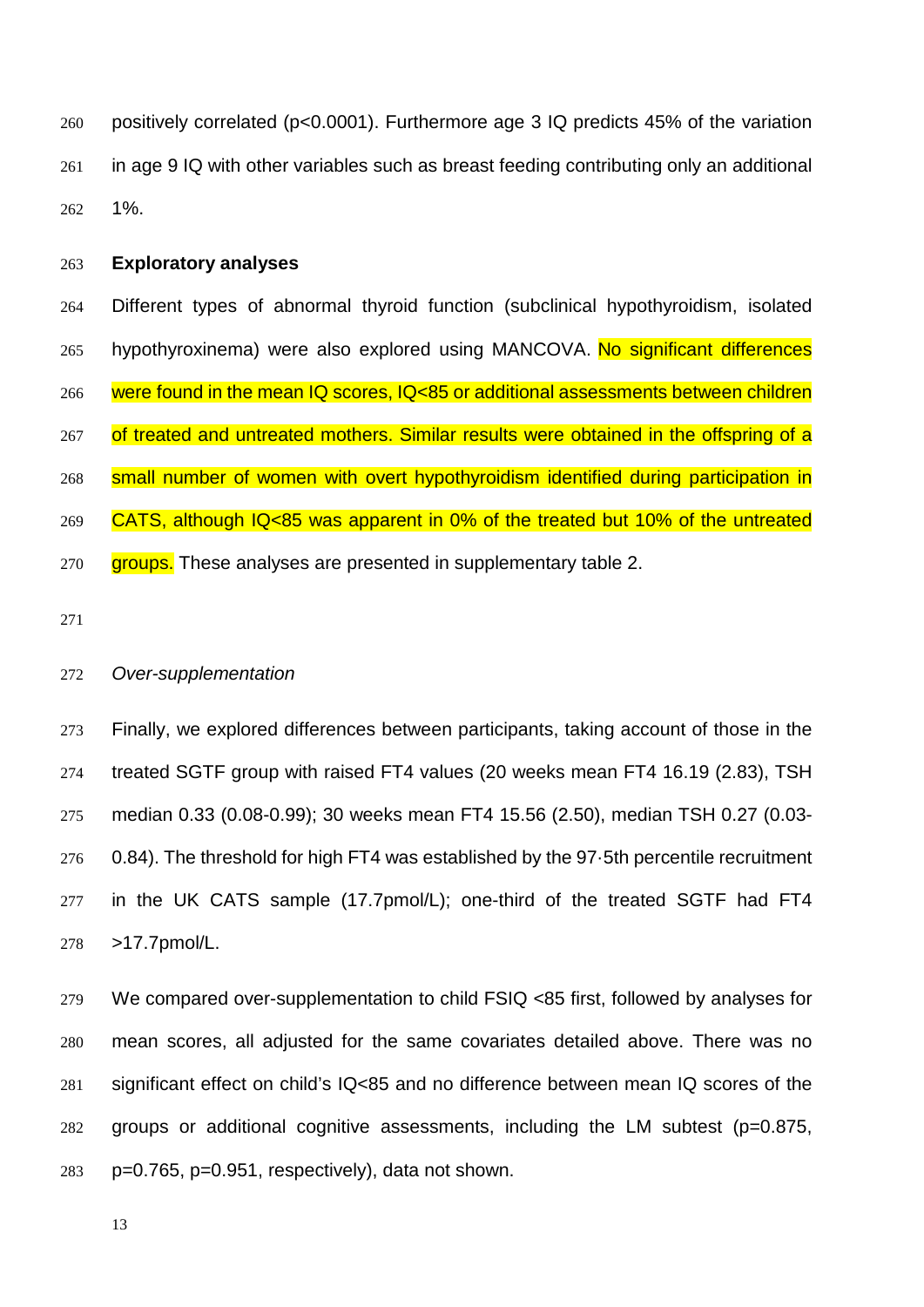positively correlated ($p<0.0001$). Furthermore age 3 IQ predicts 45% of the variation in age 9 IQ with other variables such as breast feeding contributing only an additional 1%.

**Exploratory analyses**

Different types of abnormal thyroid function (subclinical hypothyroidism, isolated hypothyroxinema) were also explored using MANCOVA. No significant differences were found in the mean IQ scores, IQ<85 or additional assessments between children of treated and untreated mothers. Similar results were obtained in the offspring of a small number of women with overt hypothyroidism identified during participation in CATS, although IQ<85 was apparent in 0% of the treated but 10% of the untreated groups. These analyses are presented in supplementary table 2.

*Over-supplementation*

Finally, we explored differences between participants, taking account of those in the treated SGTF group with raised FT4 values (20 weeks mean FT4 16.19 (2.83), TSH median 0.33 (0.08-0.99); 30 weeks mean FT4 15.56 (2.50), median TSH 0.27 (0.03-0.84). The threshold for high FT4 was established by the 97·5th percentile recruitment in the UK CATS sample (17.7pmol/L); one-third of the treated SGTF had FT4 >17.7pmol/L.

We compared over-supplementation to child FSIQ <85 first, followed by analyses for mean scores, all adjusted for the same covariates detailed above. There was no significant effect on child's IQ<85 and no difference between mean IQ scores of the groups or additional cognitive assessments, including the LM subtest ($p=0.875$, $p=0.765$, $p=0.951$, respectively), data not shown.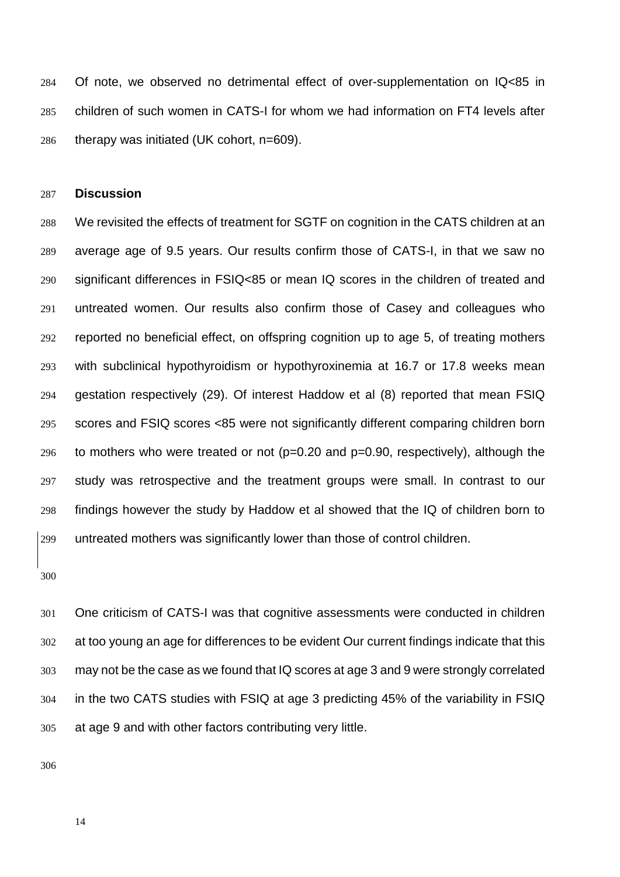Of note, we observed no detrimental effect of over-supplementation on IQ<85 in children of such women in CATS-I for whom we had information on FT4 levels after therapy was initiated (UK cohort, n=609).

## Discussion

We revisited the effects of treatment for SGTF on cognition in the CATS children at an average age of 9.5 years. Our results confirm those of CATS-I, in that we saw no significant differences in FSIQ<85 or mean IQ scores in the children of treated and untreated women. Our results also confirm those of Casey and colleagues who reported no beneficial effect, on offspring cognition up to age 5, of treating mothers with subclinical hypothyroidism or hypothyroxinemia at 16.7 or 17.8 weeks mean gestation respectively (29). Of interest Haddow et al (8) reported that mean FSIQ scores and FSIQ scores <85 were not significantly different comparing children born to mothers who were treated or not (p=0.20 and p=0.90, respectively), although the study was retrospective and the treatment groups were small. In contrast to our findings however the study by Haddow et al showed that the IQ of children born to untreated mothers was significantly lower than those of control children.

One criticism of CATS-I was that cognitive assessments were conducted in children at too young an age for differences to be evident Our current findings indicate that this may not be the case as we found that IQ scores at age 3 and 9 were strongly correlated in the two CATS studies with FSIQ at age 3 predicting 45% of the variability in FSIQ at age 9 and with other factors contributing very little.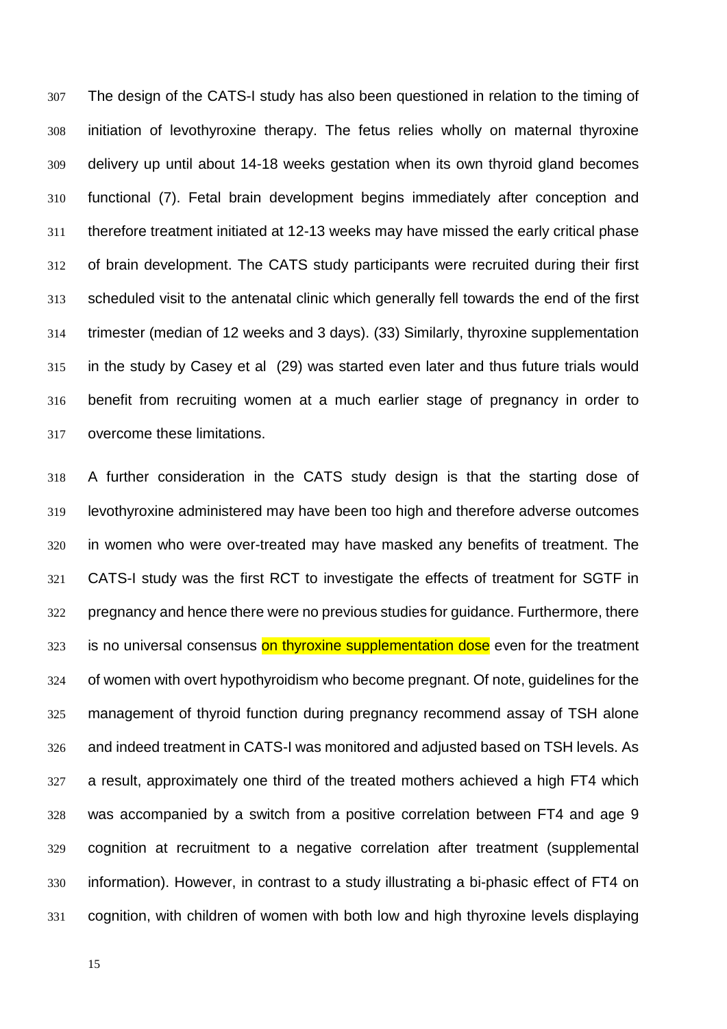The design of the CATS-I study has also been questioned in relation to the timing of initiation of levothyroxine therapy. The fetus relies wholly on maternal thyroxine delivery up until about 14-18 weeks gestation when its own thyroid gland becomes functional (7). Fetal brain development begins immediately after conception and therefore treatment initiated at 12-13 weeks may have missed the early critical phase of brain development. The CATS study participants were recruited during their first scheduled visit to the antenatal clinic which generally fell towards the end of the first trimester (median of 12 weeks and 3 days). (33) Similarly, thyroxine supplementation in the study by Casey et al (29) was started even later and thus future trials would benefit from recruiting women at a much earlier stage of pregnancy in order to overcome these limitations.

A further consideration in the CATS study design is that the starting dose of levothyroxine administered may have been too high and therefore adverse outcomes in women who were over-treated may have masked any benefits of treatment. The CATS-I study was the first RCT to investigate the effects of treatment for SGTF in pregnancy and hence there were no previous studies for guidance. Furthermore, there is no universal consensus on thyroxine supplementation dose even for the treatment of women with overt hypothyroidism who become pregnant. Of note, guidelines for the management of thyroid function during pregnancy recommend assay of TSH alone and indeed treatment in CATS-I was monitored and adjusted based on TSH levels. As a result, approximately one third of the treated mothers achieved a high FT4 which was accompanied by a switch from a positive correlation between FT4 and age 9 cognition at recruitment to a negative correlation after treatment (supplemental information). However, in contrast to a study illustrating a bi-phasic effect of FT4 on cognition, with children of women with both low and high thyroxine levels displaying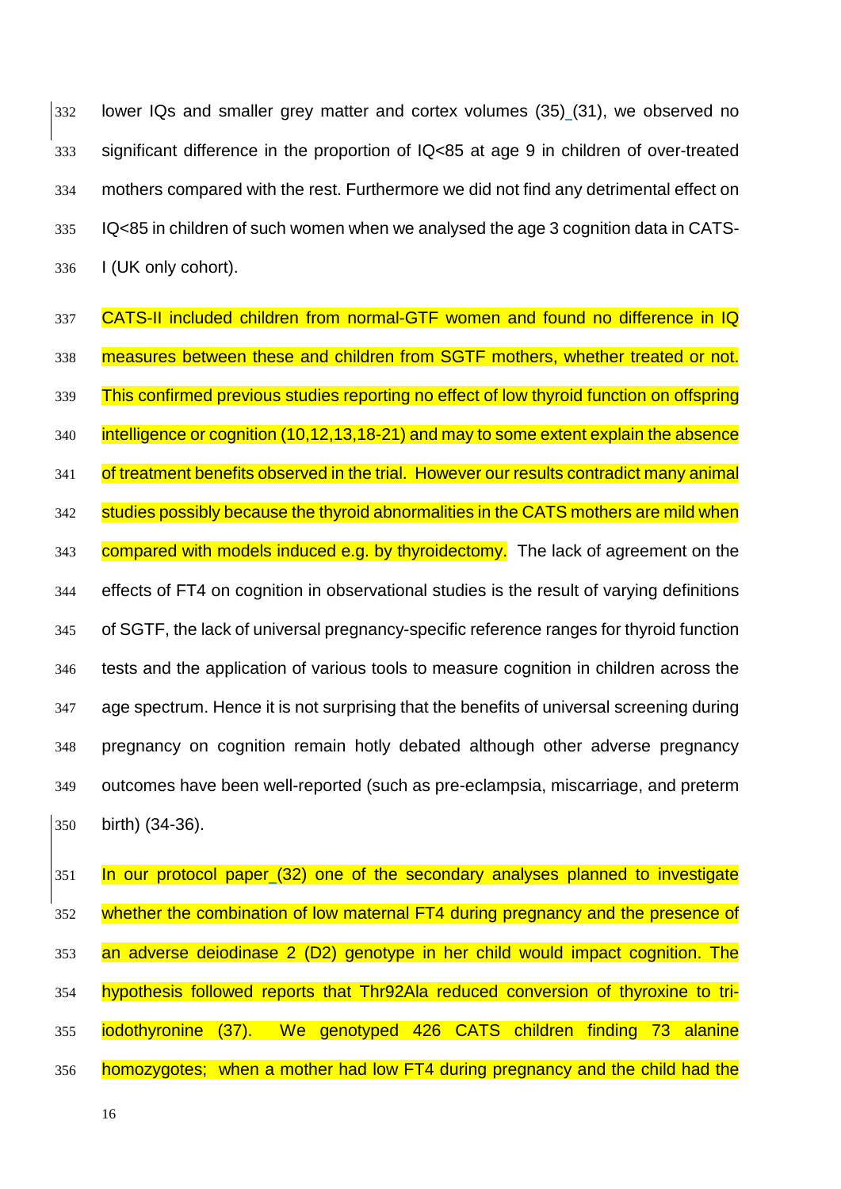lower IQs and smaller grey matter and cortex volumes (35) (31), we observed no significant difference in the proportion of IQ<85 at age 9 in children of over-treated mothers compared with the rest. Furthermore we did not find any detrimental effect on IQ<85 in children of such women when we analysed the age 3 cognition data in CATS-I (UK only cohort).

CATS-II included children from normal-GTF women and found no difference in IQ measures between these and children from SGTF mothers, whether treated or not. This confirmed previous studies reporting no effect of low thyroid function on offspring intelligence or cognition (10,12,13,18-21) and may to some extent explain the absence of treatment benefits observed in the trial. However our results contradict many animal studies possibly because the thyroid abnormalities in the CATS mothers are mild when compared with models induced e.g. by thyroidectomy. The lack of agreement on the effects of FT4 on cognition in observational studies is the result of varying definitions of SGTF, the lack of universal pregnancy-specific reference ranges for thyroid function tests and the application of various tools to measure cognition in children across the age spectrum. Hence it is not surprising that the benefits of universal screening during pregnancy on cognition remain hotly debated although other adverse pregnancy outcomes have been well-reported (such as pre-eclampsia, miscarriage, and preterm birth) (34-36).

In our protocol paper (32) one of the secondary analyses planned to investigate whether the combination of low maternal FT4 during pregnancy and the presence of an adverse deiodinase 2 (D2) genotype in her child would impact cognition. The hypothesis followed reports that Thr92Ala reduced conversion of thyroxine to tri-iodothyronine (37). We genotyped 426 CATS children finding 73 alanine homozygotes; when a mother had low FT4 during pregnancy and the child had the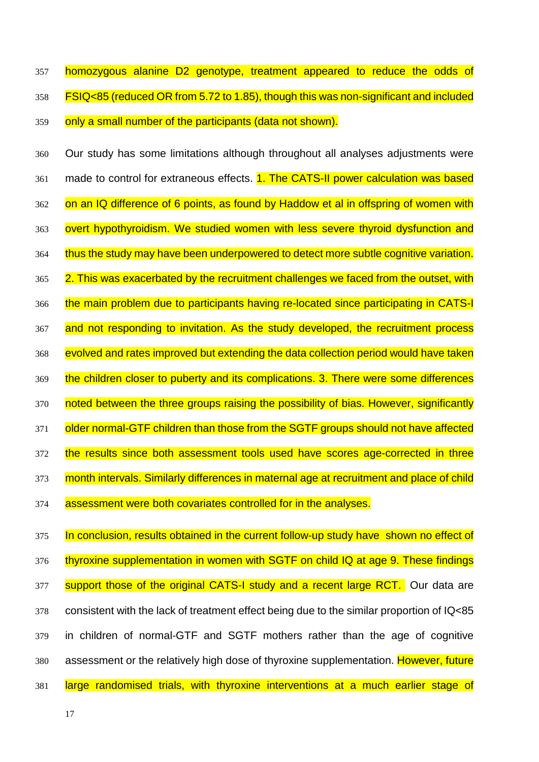homozygous alanine D2 genotype, treatment appeared to reduce the odds of FSIQ<85 (reduced OR from 5.72 to 1.85), though this was non-significant and included only a small number of the participants (data not shown).

Our study has some limitations although throughout all analyses adjustments were made to control for extraneous effects. 1. The CATS-II power calculation was based on an IQ difference of 6 points, as found by Haddow et al in offspring of women with overt hypothyroidism. We studied women with less severe thyroid dysfunction and thus the study may have been underpowered to detect more subtle cognitive variation. 2. This was exacerbated by the recruitment challenges we faced from the outset, with the main problem due to participants having re-located since participating in CATS-I and not responding to invitation. As the study developed, the recruitment process evolved and rates improved but extending the data collection period would have taken the children closer to puberty and its complications. 3. There were some differences noted between the three groups raising the possibility of bias. However, significantly older normal-GTF children than those from the SGTF groups should not have affected the results since both assessment tools used have scores age-corrected in three month intervals. Similarly differences in maternal age at recruitment and place of child assessment were both covariates controlled for in the analyses.

In conclusion, results obtained in the current follow-up study have shown no effect of thyroxine supplementation in women with SGTF on child IQ at age 9. These findings support those of the original CATS-I study and a recent large RCT. Our data are consistent with the lack of treatment effect being due to the similar proportion of IQ<85 in children of normal-GTF and SGTF mothers rather than the age of cognitive assessment or the relatively high dose of thyroxine supplementation. However, future large randomised trials, with thyroxine interventions at a much earlier stage of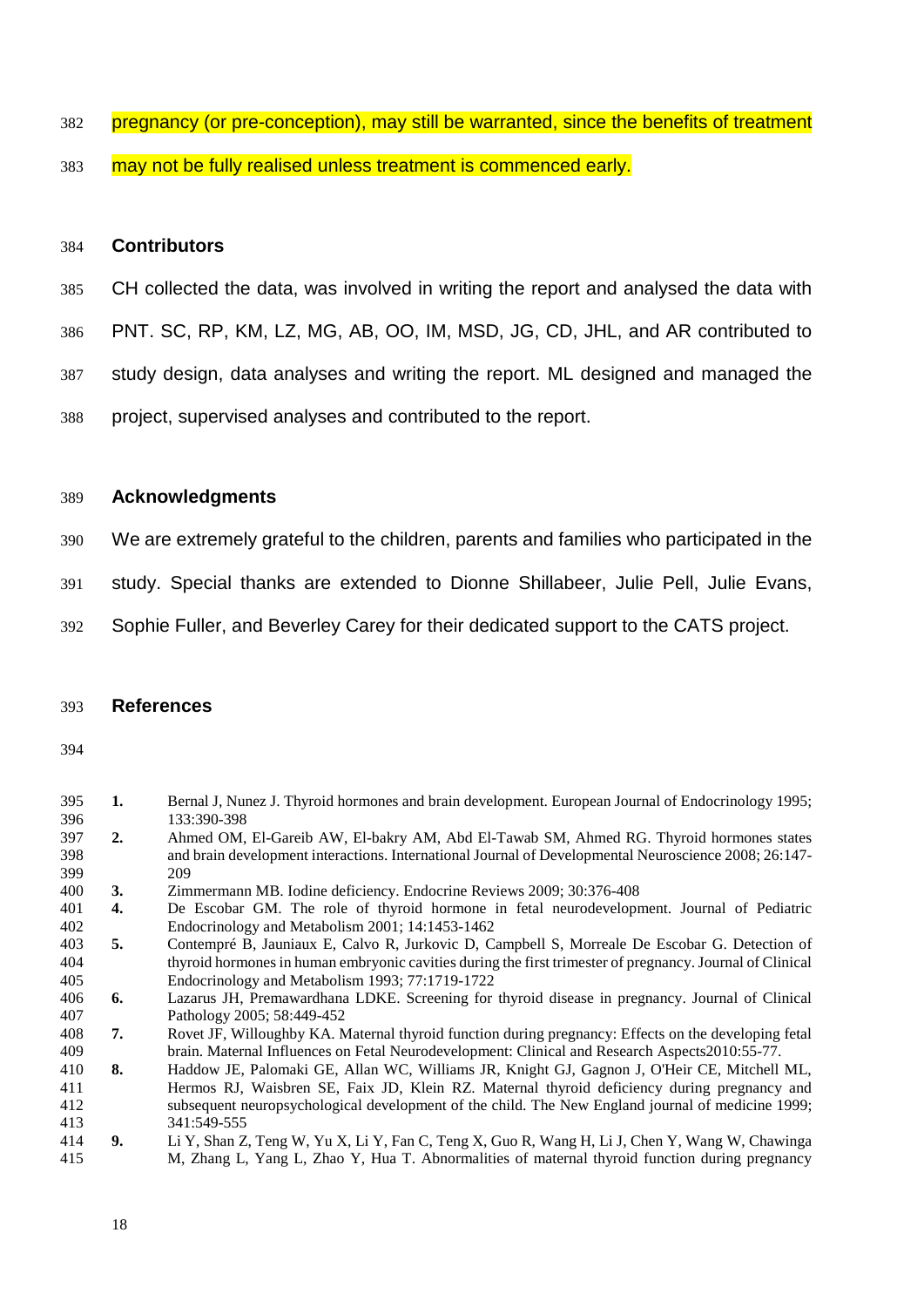pregnancy (or pre-conception), may still be warranted, since the benefits of treatment may not be fully realised unless treatment is commenced early.

## Contributors

CH collected the data, was involved in writing the report and analysed the data with PNT. SC, RP, KM, LZ, MG, AB, OO, IM, MSD, JG, CD, JHL, and AR contributed to study design, data analyses and writing the report. ML designed and managed the project, supervised analyses and contributed to the report.

## Acknowledgments

We are extremely grateful to the children, parents and families who participated in the study. Special thanks are extended to Dionne Shillabeer, Julie Pell, Julie Evans, Sophie Fuller, and Beverley Carey for their dedicated support to the CATS project.

## References

1. Bernal J, Nunez J. Thyroid hormones and brain development. European Journal of Endocrinology 1995; 133:390-398
2. Ahmed OM, El-Gareib AW, El-bakry AM, Abd El-Tawab SM, Ahmed RG. Thyroid hormones states and brain development interactions. International Journal of Developmental Neuroscience 2008; 26:147-209
3. Zimmermann MB. Iodine deficiency. Endocrine Reviews 2009; 30:376-408
4. De Escobar GM. The role of thyroid hormone in fetal neurodevelopment. Journal of Pediatric Endocrinology and Metabolism 2001; 14:1453-1462
5. Contempré B, Jauniaux E, Calvo R, Jurkovic D, Campbell S, Morreale De Escobar G. Detection of thyroid hormones in human embryonic cavities during the first trimester of pregnancy. Journal of Clinical Endocrinology and Metabolism 1993; 77:1719-1722
6. Lazarus JH, Premawardhana LDKE. Screening for thyroid disease in pregnancy. Journal of Clinical Pathology 2005; 58:449-452
7. Rovet JF, Willoughby KA. Maternal thyroid function during pregnancy: Effects on the developing fetal brain. Maternal Influences on Fetal Neurodevelopment: Clinical and Research Aspects2010:55-77.
8. Haddow JE, Palomaki GE, Allan WC, Williams JR, Knight GJ, Gagnon J, O'Heir CE, Mitchell ML, Hermos RJ, Waisbren SE, Faix JD, Klein RZ. Maternal thyroid deficiency during pregnancy and subsequent neuropsychological development of the child. The New England journal of medicine 1999; 341:549-555
9. Li Y, Shan Z, Teng W, Yu X, Li Y, Fan C, Teng X, Guo R, Wang H, Li J, Chen Y, Wang W, Chawinga M, Zhang L, Yang L, Zhao Y, Hua T. Abnormalities of maternal thyroid function during pregnancy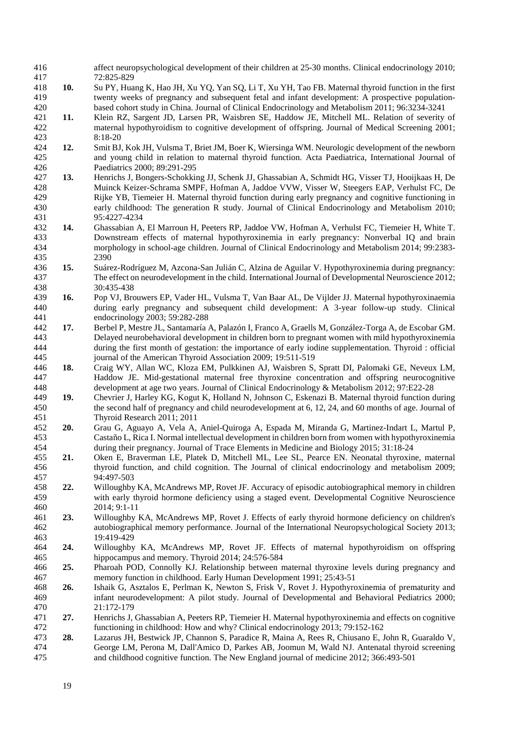affect neuropsychological development of their children at 25-30 months. Clinical endocrinology 2010; 72:825-829

**10.** Su PY, Huang K, Hao JH, Xu YQ, Yan SQ, Li T, Xu YH, Tao FB. Maternal thyroid function in the first twenty weeks of pregnancy and subsequent fetal and infant development: A prospective population-based cohort study in China. Journal of Clinical Endocrinology and Metabolism 2011; 96:3234-3241

**11.** Klein RZ, Sargent JD, Larsen PR, Waisbren SE, Haddow JE, Mitchell ML. Relation of severity of maternal hypothyroidism to cognitive development of offspring. Journal of Medical Screening 2001; 8:18-20

**12.** Smit BJ, Kok JH, Vulsma T, Briet JM, Boer K, Wiersinga WM. Neurologic development of the newborn and young child in relation to maternal thyroid function. Acta Paediatrica, International Journal of Paediatrics 2000; 89:291-295

**13.** Henrichs J, Bongers-Schokking JJ, Schenk JJ, Ghassabian A, Schmidt HG, Visser TJ, Hooijkaas H, De Muinck Keizer-Schrama SMPF, Hofman A, Jaddoe VVW, Visser W, Steegers EAP, Verhulst FC, De Rijke YB, Tiemeier H. Maternal thyroid function during early pregnancy and cognitive functioning in early childhood: The generation R study. Journal of Clinical Endocrinology and Metabolism 2010; 95:4227-4234

**14.** Ghassabian A, El Marroun H, Peeters RP, Jaddoe VW, Hofman A, Verhulst FC, Tiemeier H, White T. Downstream effects of maternal hypothyroxinemia in early pregnancy: Nonverbal IQ and brain morphology in school-age children. Journal of Clinical Endocrinology and Metabolism 2014; 99:2383-2390

**15.** Suárez-Rodríguez M, Azcona-San Julián C, Alzina de Aguilar V. Hypothyroxinemia during pregnancy: The effect on neurodevelopment in the child. International Journal of Developmental Neuroscience 2012; 30:435-438

**16.** Pop VJ, Brouwers EP, Vader HL, Vulsma T, Van Baar AL, De Vijlder JJ. Maternal hypothyroxinaemia during early pregnancy and subsequent child development: A 3-year follow-up study. Clinical endocrinology 2003; 59:282-288

**17.** Berbel P, Mestre JL, Santamaría A, Palazón I, Franco A, Graells M, González-Torga A, de Escobar GM. Delayed neurobehavioral development in children born to pregnant women with mild hypothyroxinemia during the first month of gestation: the importance of early iodine supplementation. Thyroid : official journal of the American Thyroid Association 2009; 19:511-519

**18.** Craig WY, Allan WC, Kloza EM, Pulkkinen AJ, Waisbren S, Spratt DI, Palomaki GE, Neveux LM, Haddow JE. Mid-gestational maternal free thyroxine concentration and offspring neurocognitive development at age two years. Journal of Clinical Endocrinology & Metabolism 2012; 97:E22-28

**19.** Chevrier J, Harley KG, Kogut K, Holland N, Johnson C, Eskenazi B. Maternal thyroid function during the second half of pregnancy and child neurodevelopment at 6, 12, 24, and 60 months of age. Journal of Thyroid Research 2011; 2011

**20.** Grau G, Aguayo A, Vela A, Aniel-Quiroga A, Espada M, Miranda G, Martinez-Indart L, Martul P, Castaño L, Rica I. Normal intellectual development in children born from women with hypothyroxinemia during their pregnancy. Journal of Trace Elements in Medicine and Biology 2015; 31:18-24

**21.** Oken E, Braverman LE, Platek D, Mitchell ML, Lee SL, Pearce EN. Neonatal thyroxine, maternal thyroid function, and child cognition. The Journal of clinical endocrinology and metabolism 2009; 94:497-503

**22.** Willoughby KA, McAndrews MP, Rovet JF. Accuracy of episodic autobiographical memory in children with early thyroid hormone deficiency using a staged event. Developmental Cognitive Neuroscience 2014; 9:1-11

**23.** Willoughby KA, McAndrews MP, Rovet J. Effects of early thyroid hormone deficiency on children's autobiographical memory performance. Journal of the International Neuropsychological Society 2013; 19:419-429

**24.** Willoughby KA, McAndrews MP, Rovet JF. Effects of maternal hypothyroidism on offspring hippocampus and memory. Thyroid 2014; 24:576-584

**25.** Pharoah POD, Connolly KJ. Relationship between maternal thyroxine levels during pregnancy and memory function in childhood. Early Human Development 1991; 25:43-51

**26.** Ishaik G, Asztalos E, Perlman K, Newton S, Frisk V, Rovet J. Hypothyroxinemia of prematurity and infant neurodevelopment: A pilot study. Journal of Developmental and Behavioral Pediatrics 2000; 21:172-179

**27.** Henrichs J, Ghassabian A, Peeters RP, Tiemeier H. Maternal hypothyroxinemia and effects on cognitive functioning in childhood: How and why? Clinical endocrinology 2013; 79:152-162

**28.** Lazarus JH, Bestwick JP, Channon S, Paradice R, Maina A, Rees R, Chiusano E, John R, Guaraldo V, George LM, Perona M, Dall'Amico D, Parkes AB, Joomun M, Wald NJ. Antenatal thyroid screening and childhood cognitive function. The New England journal of medicine 2012; 366:493-501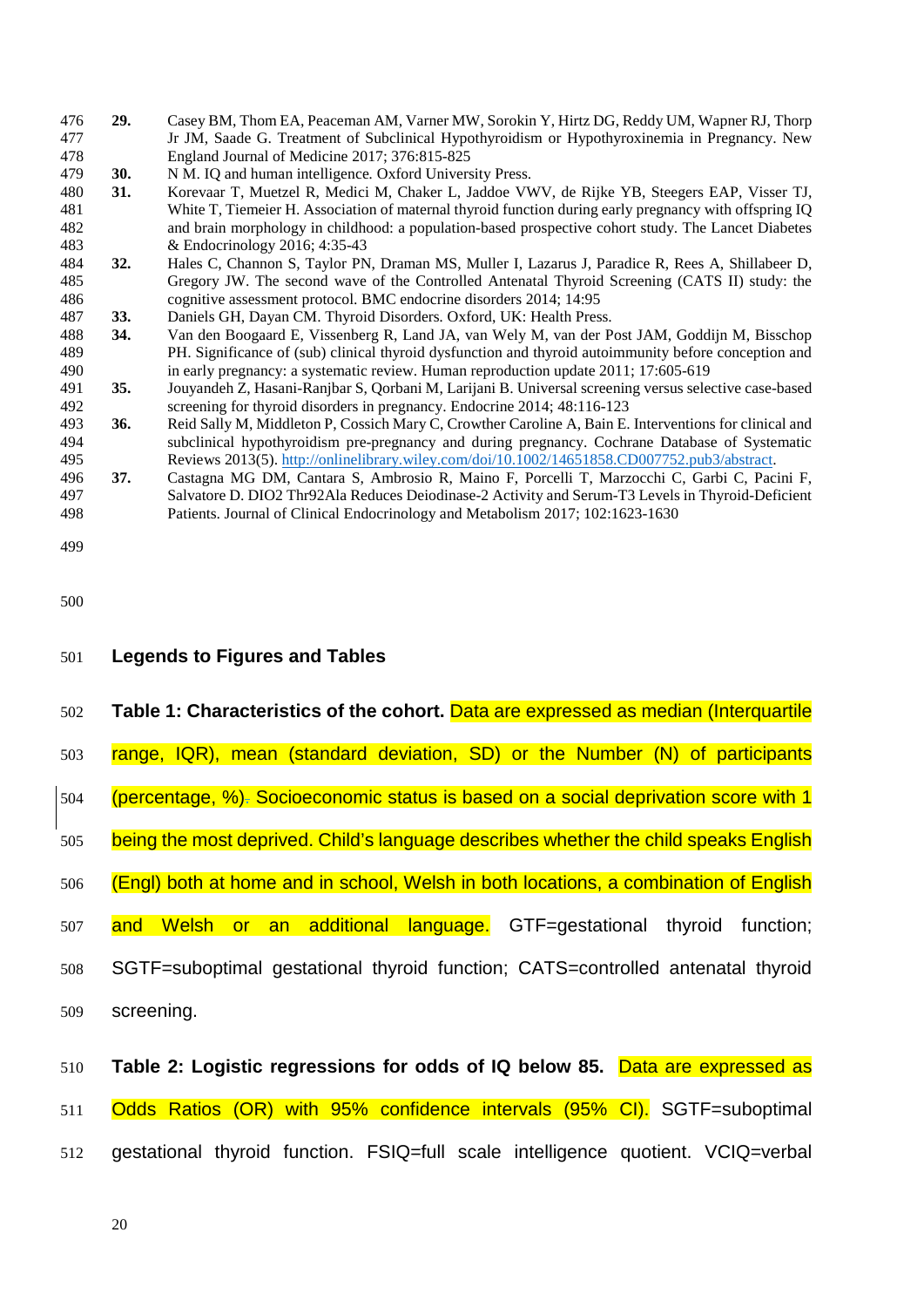29. Casey BM, Thom EA, Peaceman AM, Varner MW, Sorokin Y, Hirtz DG, Reddy UM, Wapner RJ, Thorp Jr JM, Saade G. Treatment of Subclinical Hypothyroidism or Hypothyroxinemia in Pregnancy. New England Journal of Medicine 2017; 376:815-825
30. N M. IQ and human intelligence. Oxford University Press.
31. Korevaar T, Muetzel R, Medici M, Chaker L, Jaddoe VWV, de Rijke YB, Steegers EAP, Visser TJ, White T, Tiemeier H. Association of maternal thyroid function during early pregnancy with offspring IQ and brain morphology in childhood: a population-based prospective cohort study. The Lancet Diabetes & Endocrinology 2016; 4:35-43
32. Hales C, Channon S, Taylor PN, Draman MS, Muller I, Lazarus J, Paradice R, Rees A, Shillabeer D, Gregory JW. The second wave of the Controlled Antenatal Thyroid Screening (CATS II) study: the cognitive assessment protocol. BMC endocrine disorders 2014; 14:95
33. Daniels GH, Dayan CM. Thyroid Disorders. Oxford, UK: Health Press.
34. Van den Boogaard E, Vissenberg R, Land JA, van Wely M, van der Post JAM, Goddijn M, Bisschop PH. Significance of (sub) clinical thyroid dysfunction and thyroid autoimmunity before conception and in early pregnancy: a systematic review. Human reproduction update 2011; 17:605-619
35. Jouyandeh Z, Hasani-Ranjbar S, Qorbani M, Larijani B. Universal screening versus selective case-based screening for thyroid disorders in pregnancy. Endocrine 2014; 48:116-123
36. Reid Sally M, Middleton P, Cossich Mary C, Crowther Caroline A, Bain E. Interventions for clinical and subclinical hypothyroidism pre-pregnancy and during pregnancy. Cochrane Database of Systematic Reviews 2013(5). http://onlinelibrary.wiley.com/doi/10.1002/14651858.CD007752.pub3/abstract.
37. Castagna MG DM, Cantara S, Ambrosio R, Maino F, Porcelli T, Marzocchi C, Garbi C, Pacini F, Salvatore D. DIO2 Thr92Ala Reduces Deiodinase-2 Activity and Serum-T3 Levels in Thyroid-Deficient Patients. Journal of Clinical Endocrinology and Metabolism 2017; 102:1623-1630

## Legends to Figures and Tables

**Table 1: Characteristics of the cohort.** Data are expressed as median (Interquartile range, IQR), mean (standard deviation, SD) or the Number (N) of participants (percentage, %). Socioeconomic status is based on a social deprivation score with 1 being the most deprived. Child's language describes whether the child speaks English (Engl) both at home and in school, Welsh in both locations, a combination of English and Welsh or an additional language. GTF=gestational thyroid function; SGTF=suboptimal gestational thyroid function; CATS=controlled antenatal thyroid screening.

**Table 2: Logistic regressions for odds of IQ below 85.** Data are expressed as Odds Ratios (OR) with 95% confidence intervals (95% CI). SGTF=suboptimal gestational thyroid function. FSIQ=full scale intelligence quotient. VCIQ=verbal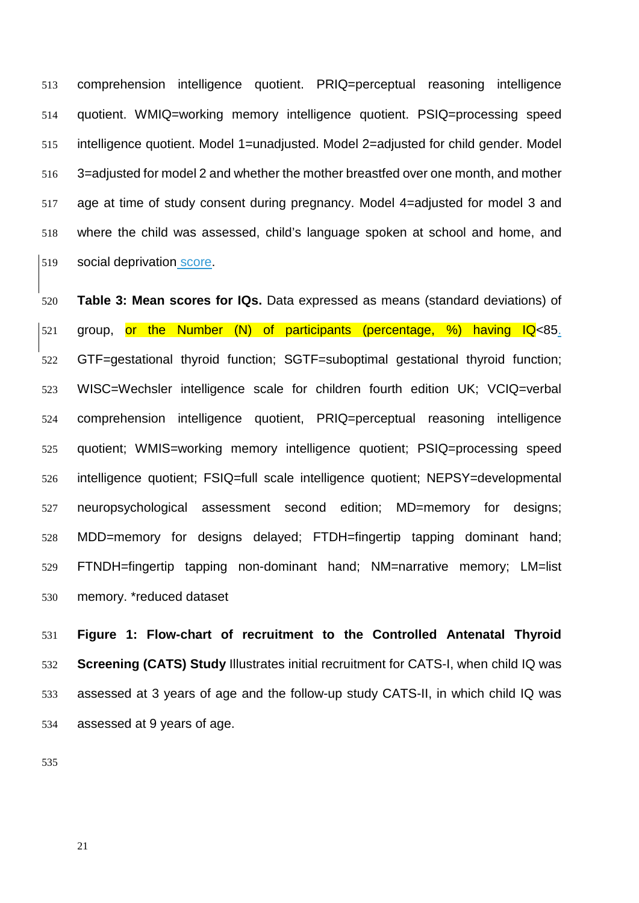comprehension intelligence quotient. PRIQ=perceptual reasoning intelligence quotient. WMIQ=working memory intelligence quotient. PSIQ=processing speed intelligence quotient. Model 1=unadjusted. Model 2=adjusted for child gender. Model 3=adjusted for model 2 and whether the mother breastfed over one month, and mother age at time of study consent during pregnancy. Model 4=adjusted for model 3 and where the child was assessed, child's language spoken at school and home, and social deprivation score.

**Table 3: Mean scores for IQs.** Data expressed as means (standard deviations) of group, or the Number (N) of participants (percentage, %) having IQ<85. GTF=gestational thyroid function; SGTF=suboptimal gestational thyroid function; WISC=Wechsler intelligence scale for children fourth edition UK; VCIQ=verbal comprehension intelligence quotient, PRIQ=perceptual reasoning intelligence quotient; WMIS=working memory intelligence quotient; PSIQ=processing speed intelligence quotient; FSIQ=full scale intelligence quotient; NEPSY=developmental neuropsychological assessment second edition; MD=memory for designs; MDD=memory for designs delayed; FTDH=fingertip tapping dominant hand; FTNDH=fingertip tapping non-dominant hand; NM=narrative memory; LM=list memory. *reduced dataset

**Figure 1: Flow-chart of recruitment to the Controlled Antenatal Thyroid Screening (CATS) Study** Illustrates initial recruitment for CATS-I, when child IQ was assessed at 3 years of age and the follow-up study CATS-II, in which child IQ was assessed at 9 years of age.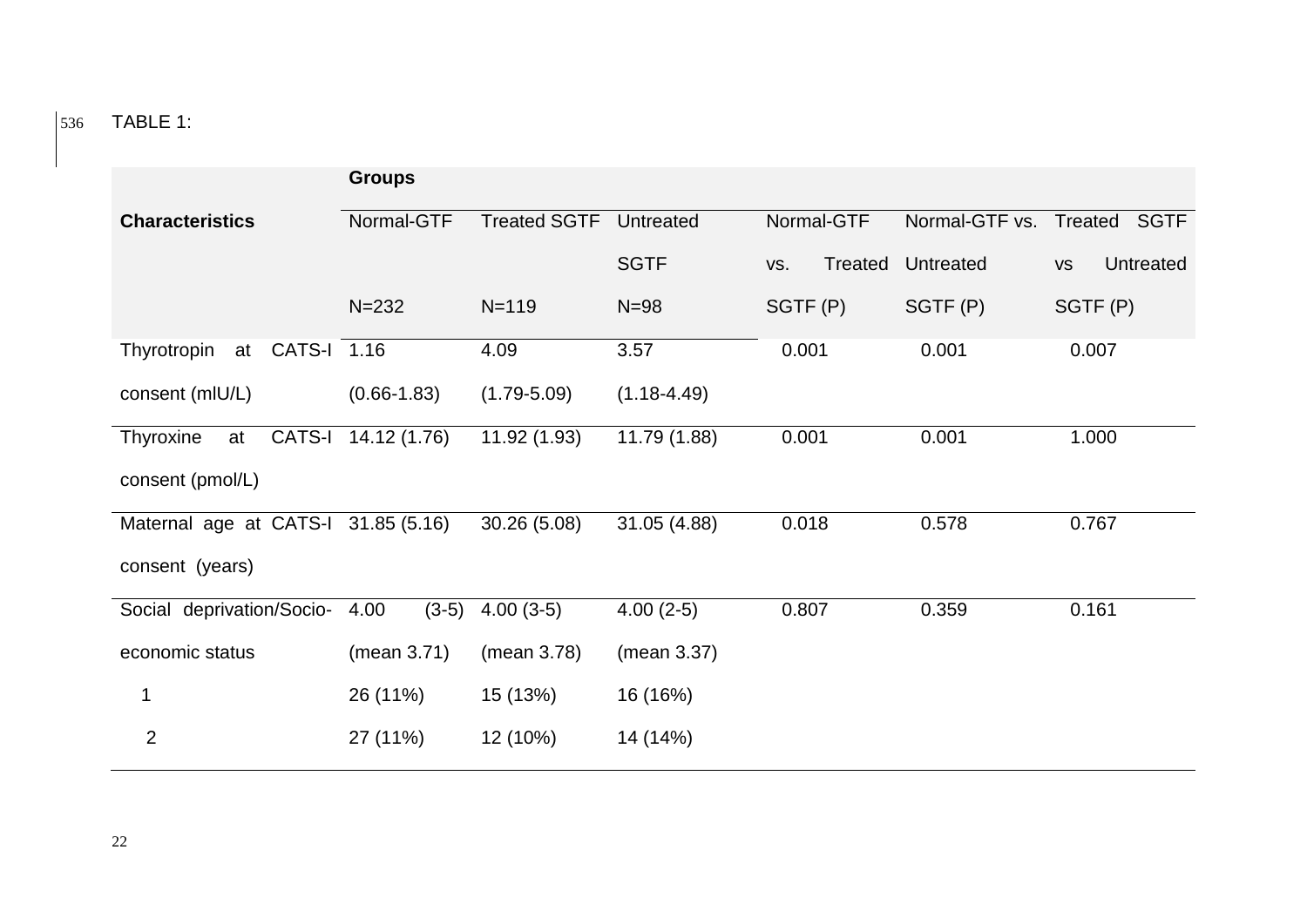TABLE 1:

| Characteristics | Groups | | | | | |
|---|---|---|---|---|---|---|
| | Normal-GTF N=232 | Treated SGTF N=119 | Untreated SGTF N=98 | Normal-GTF vs. Treated SGTF (P) | Normal-GTF vs. Untreated SGTF (P) | Treated SGTF vs Untreated SGTF (P) |
| Thyrotropin at CATS-I consent (mIU/L) | 1.16 (0.66-1.83) | 4.09 (1.79-5.09) | 3.57 (1.18-4.49) | 0.001 | 0.001 | 0.007 |
| Thyroxine at CATS-I consent (pmol/L) | 14.12 (1.76) | 11.92 (1.93) | 11.79 (1.88) | 0.001 | 0.001 | 1.000 |
| Maternal age at CATS-I consent (years) | 31.85 (5.16) | 30.26 (5.08) | 31.05 (4.88) | 0.018 | 0.578 | 0.767 |
| Social deprivation/Socio-economic status | 4.00 (3-5) (mean 3.71) | 4.00 (3-5) (mean 3.78) | 4.00 (2-5) (mean 3.37) | 0.807 | 0.359 | 0.161 |
| 1 | 26 (11%) | 15 (13%) | 16 (16%) | | | |
| 2 | 27 (11%) | 12 (10%) | 14 (14%) | | | |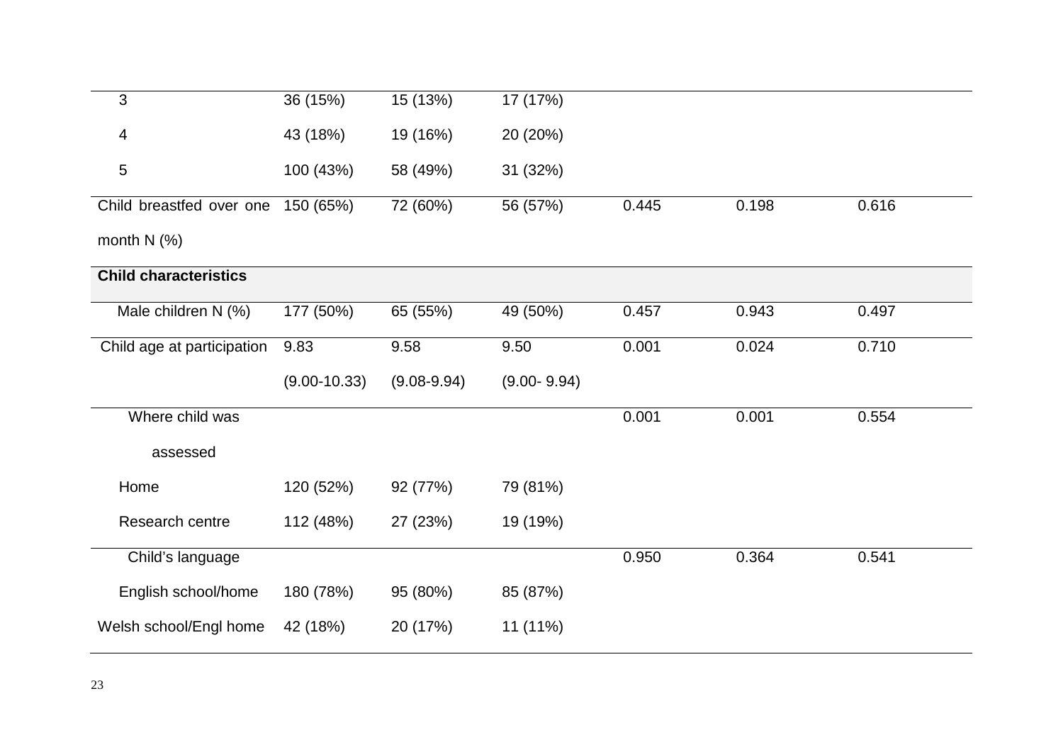| | | | | | | |
|---|---|---|---|---|---|---|
| 3 | 36 (15%) | 15 (13%) | 17 (17%) | | | |
| 4 | 43 (18%) | 19 (16%) | 20 (20%) | | | |
| 5 | 100 (43%) | 58 (49%) | 31 (32%) | | | |
| Child breastfed over one month N (%) | 150 (65%) | 72 (60%) | 56 (57%) | 0.445 | 0.198 | 0.616 |
| **Child characteristics** | | | | | | |
| Male children N (%) | 177 (50%) | 65 (55%) | 49 (50%) | 0.457 | 0.943 | 0.497 |
| Child age at participation | 9.83 (9.00-10.33) | 9.58 (9.08-9.94) | 9.50 (9.00- 9.94) | 0.001 | 0.024 | 0.710 |
| Where child was assessed | | | | 0.001 | 0.001 | 0.554 |
| Home | 120 (52%) | 92 (77%) | 79 (81%) | | | |
| Research centre | 112 (48%) | 27 (23%) | 19 (19%) | | | |
| Child's language | | | | 0.950 | 0.364 | 0.541 |
| English school/home | 180 (78%) | 95 (80%) | 85 (87%) | | | |
| Welsh school/Engl home | 42 (18%) | 20 (17%) | 11 (11%) | | | |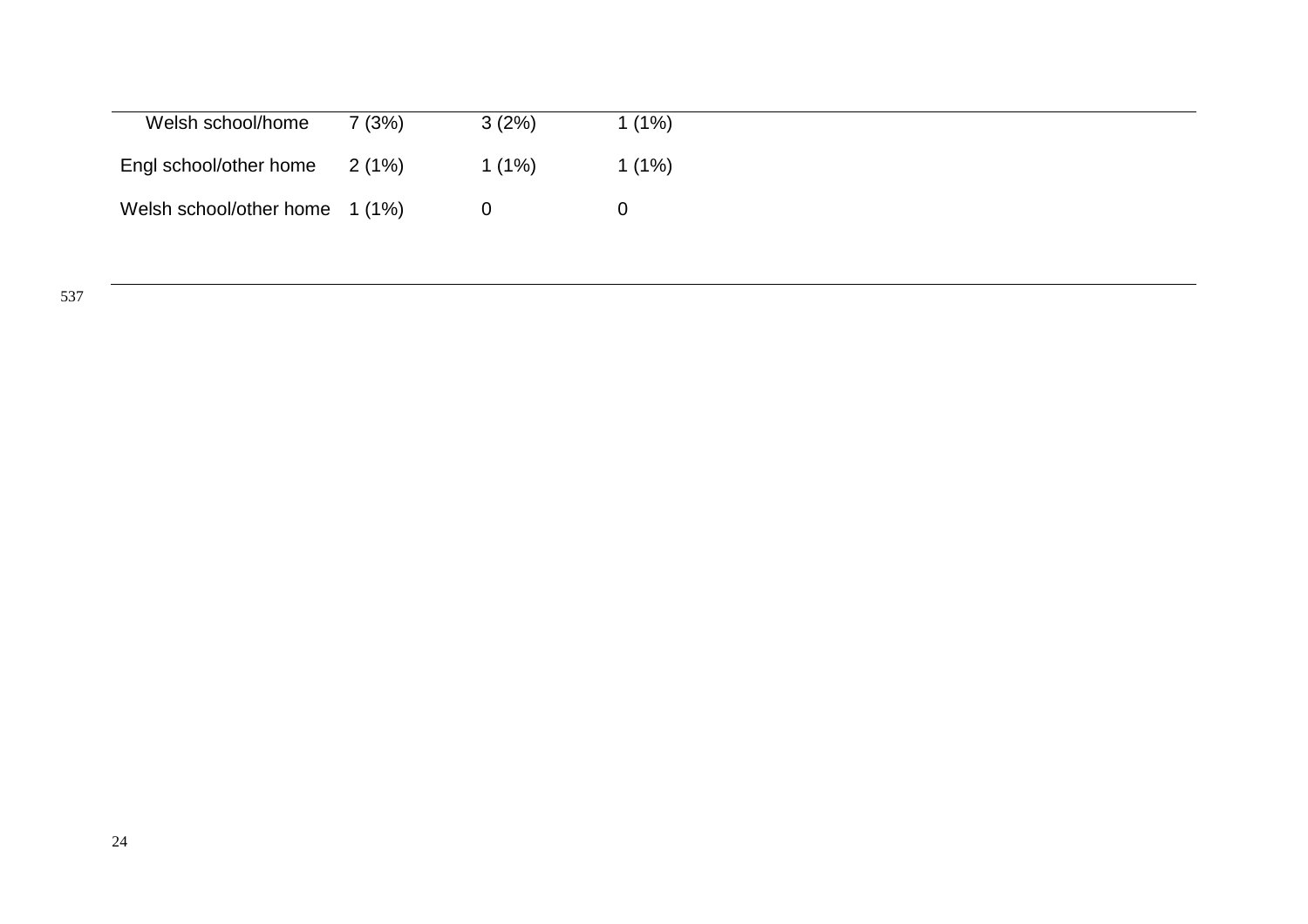| | | | |
|---|---|---|---|
| Welsh school/home | 7 (3%) | 3 (2%) | 1 (1%) |
| Engl school/other home | 2 (1%) | 1 (1%) | 1 (1%) |
| Welsh school/other home | 1 (1%) | 0 | 0 |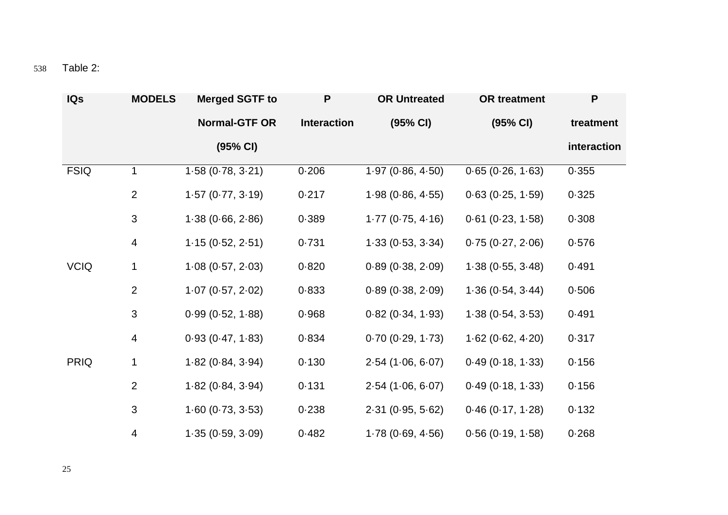Table 2:

| IQs | MODELS | Merged SGTF to Normal-GTF OR (95% CI) | P Interaction | OR Untreated (95% CI) | OR treatment (95% CI) | P treatment interaction |
|---|---|---|---|---|---|---|
| FSIQ | 1 | 1·58 (0·78, 3·21) | 0·206 | 1·97 (0·86, 4·50) | 0·65 (0·26, 1·63) | 0·355 |
| | 2 | 1·57 (0·77, 3·19) | 0·217 | 1·98 (0·86, 4·55) | 0·63 (0·25, 1·59) | 0·325 |
| | 3 | 1·38 (0·66, 2·86) | 0·389 | 1·77 (0·75, 4·16) | 0·61 (0·23, 1·58) | 0·308 |
| | 4 | 1·15 (0·52, 2·51) | 0·731 | 1·33 (0·53, 3·34) | 0·75 (0·27, 2·06) | 0·576 |
| VCIQ | 1 | 1·08 (0·57, 2·03) | 0·820 | 0·89 (0·38, 2·09) | 1·38 (0·55, 3·48) | 0·491 |
| | 2 | 1·07 (0·57, 2·02) | 0·833 | 0·89 (0·38, 2·09) | 1·36 (0·54, 3·44) | 0·506 |
| | 3 | 0·99 (0·52, 1·88) | 0·968 | 0·82 (0·34, 1·93) | 1·38 (0·54, 3·53) | 0·491 |
| | 4 | 0·93 (0·47, 1·83) | 0·834 | 0·70 (0·29, 1·73) | 1·62 (0·62, 4·20) | 0·317 |
| PRIQ | 1 | 1·82 (0·84, 3·94) | 0·130 | 2·54 (1·06, 6·07) | 0·49 (0·18, 1·33) | 0·156 |
| | 2 | 1·82 (0·84, 3·94) | 0·131 | 2·54 (1·06, 6·07) | 0·49 (0·18, 1·33) | 0·156 |
| | 3 | 1·60 (0·73, 3·53) | 0·238 | 2·31 (0·95, 5·62) | 0·46 (0·17, 1·28) | 0·132 |
| | 4 | 1·35 (0·59, 3·09) | 0·482 | 1·78 (0·69, 4·56) | 0·56 (0·19, 1·58) | 0·268 |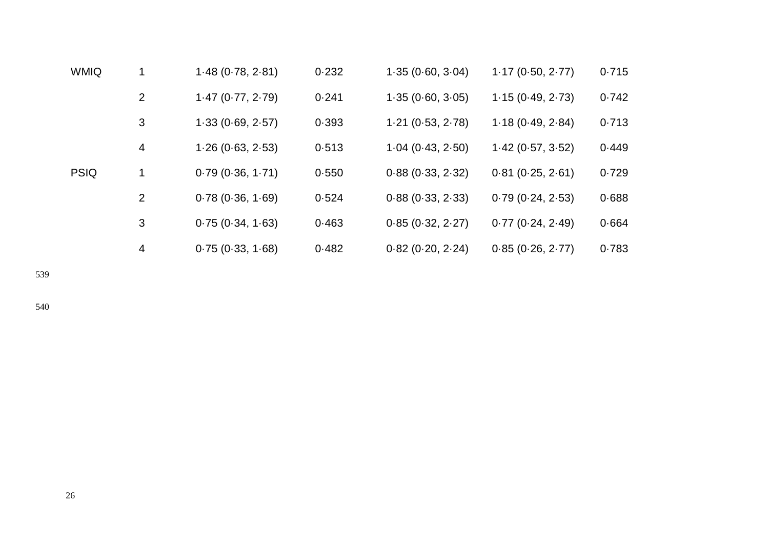| | | | | | | |
|---|---|---|---|---|---|---|
| WMIQ | 1 | 1·48 (0·78, 2·81) | 0·232 | 1·35 (0·60, 3·04) | 1·17 (0·50, 2·77) | 0·715 |
| | 2 | 1·47 (0·77, 2·79) | 0·241 | 1·35 (0·60, 3·05) | 1·15 (0·49, 2·73) | 0·742 |
| | 3 | 1·33 (0·69, 2·57) | 0·393 | 1·21 (0·53, 2·78) | 1·18 (0·49, 2·84) | 0·713 |
| | 4 | 1·26 (0·63, 2·53) | 0·513 | 1·04 (0·43, 2·50) | 1·42 (0·57, 3·52) | 0·449 |
| PSIQ | 1 | 0·79 (0·36, 1·71) | 0·550 | 0·88 (0·33, 2·32) | 0·81 (0·25, 2·61) | 0·729 |
| | 2 | 0·78 (0·36, 1·69) | 0·524 | 0·88 (0·33, 2·33) | 0·79 (0·24, 2·53) | 0·688 |
| | 3 | 0·75 (0·34, 1·63) | 0·463 | 0·85 (0·32, 2·27) | 0·77 (0·24, 2·49) | 0·664 |
| | 4 | 0·75 (0·33, 1·68) | 0·482 | 0·82 (0·20, 2·24) | 0·85 (0·26, 2·77) | 0·783 |

539

540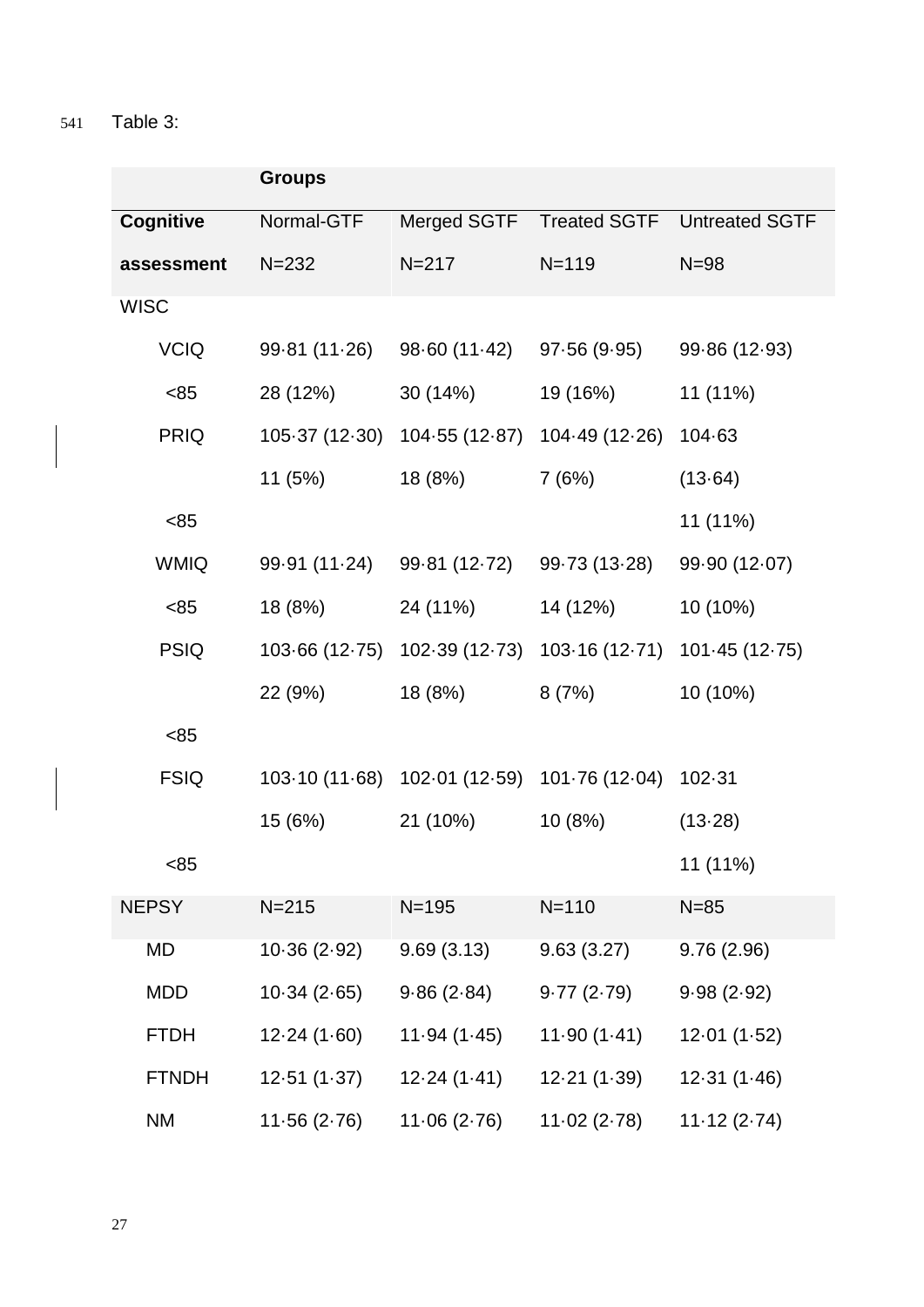Table 3:

| | Groups | | | |
|---|---|---|---|---|
| **Cognitive assessment** | Normal-GTF N=232 | Merged SGTF N=217 | Treated SGTF N=119 | Untreated SGTF N=98 |
| WISC | | | | |
| VCIQ | 99·81 (11·26) | 98·60 (11·42) | 97·56 (9·95) | 99·86 (12·93) |
| <85 | 28 (12%) | 30 (14%) | 19 (16%) | 11 (11%) |
| PRIQ | 105·37 (12·30) | 104·55 (12·87) | 104·49 (12·26) | 104·63 (13·64) |
| <85 | 11 (5%) | 18 (8%) | 7 (6%) | 11 (11%) |
| WMIQ | 99·91 (11·24) | 99·81 (12·72) | 99·73 (13·28) | 99·90 (12·07) |
| <85 | 18 (8%) | 24 (11%) | 14 (12%) | 10 (10%) |
| PSIQ | 103·66 (12·75) | 102·39 (12·73) | 103·16 (12·71) | 101·45 (12·75) |
| <85 | 22 (9%) | 18 (8%) | 8 (7%) | 10 (10%) |
| FSIQ | 103·10 (11·68) | 102·01 (12·59) | 101·76 (12·04) | 102·31 (13·28) |
| <85 | 15 (6%) | 21 (10%) | 10 (8%) | 11 (11%) |
| NEPSY | N=215 | N=195 | N=110 | N=85 |
| MD | 10·36 (2·92) | 9.69 (3.13) | 9.63 (3.27) | 9.76 (2.96) |
| MDD | 10·34 (2·65) | 9·86 (2·84) | 9·77 (2·79) | 9·98 (2·92) |
| FTDH | 12·24 (1·60) | 11·94 (1·45) | 11·90 (1·41) | 12·01 (1·52) |
| FTNDH | 12·51 (1·37) | 12·24 (1·41) | 12·21 (1·39) | 12·31 (1·46) |
| NM | 11·56 (2·76) | 11·06 (2·76) | 11·02 (2·78) | 11·12 (2·74) |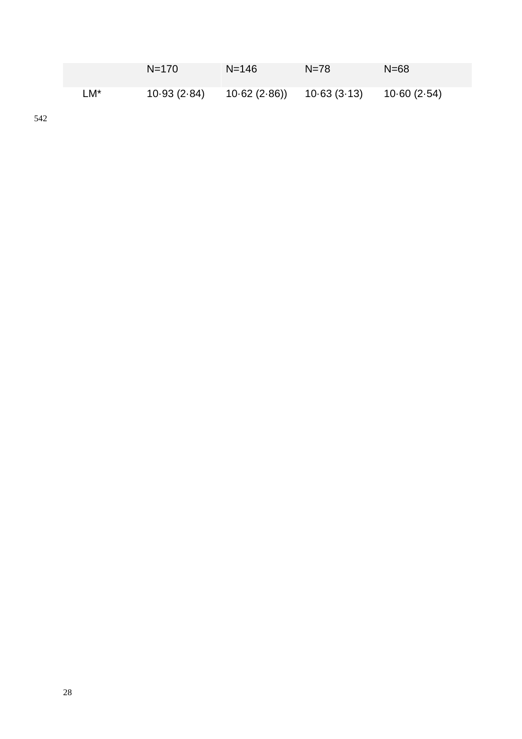| | N=170 | N=146 | N=78 | N=68 |
|---|---|---|---|---|
| LM* | 10·93 (2·84) | 10·62 (2·86)) | 10·63 (3·13) | 10·60 (2·54) |

542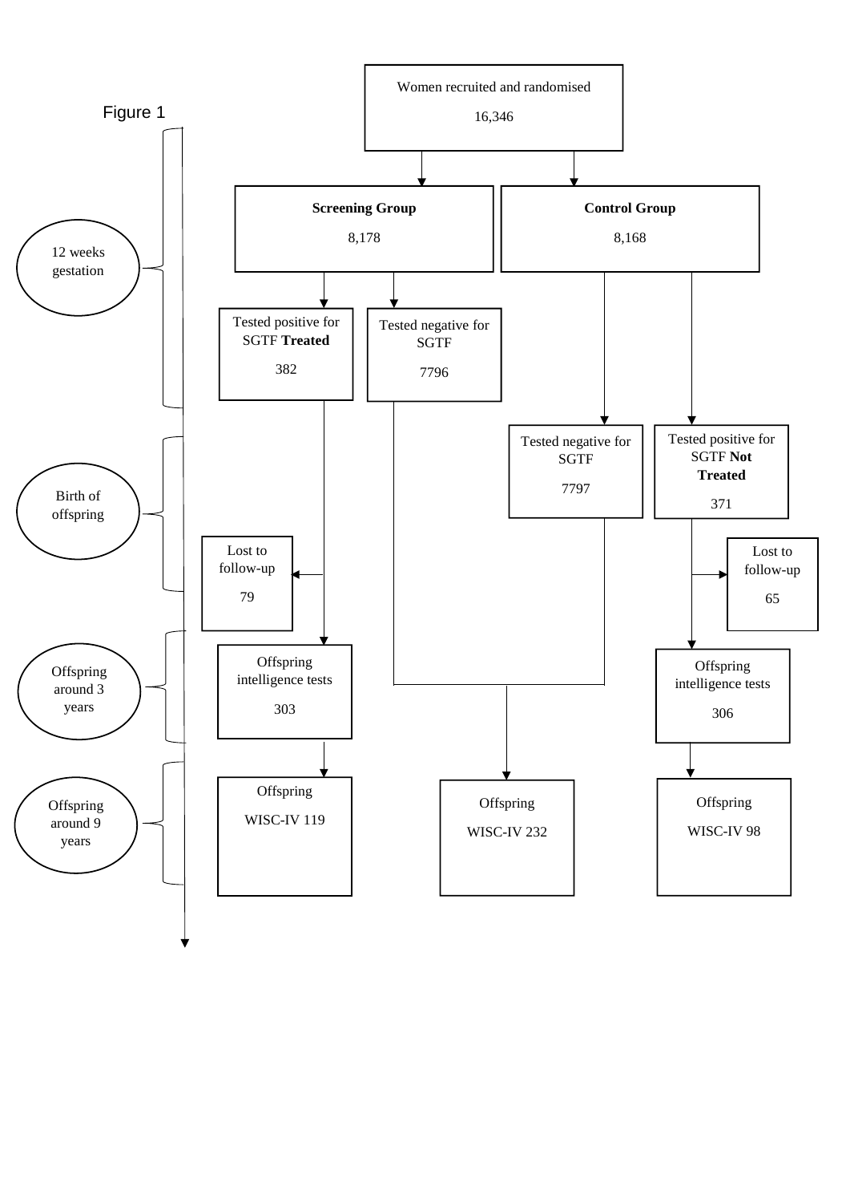Figure 1

Women recruited and randomised

16,346

**Screening Group**

8,178

**Control Group**

8,168

12 weeks gestation

Tested positive for SGTF **Treated**

382

Tested negative for SGTF

7796

Tested negative for SGTF

7797

Tested positive for SGTF **Not Treated**

371

Birth of offspring

Lost to follow-up

79

Lost to follow-up

65

Offspring around 3 years

Offspring intelligence tests

303

Offspring intelligence tests

306

Offspring around 9 years

Offspring

WISC-IV 119

Offspring

WISC-IV 232

Offspring

WISC-IV 98